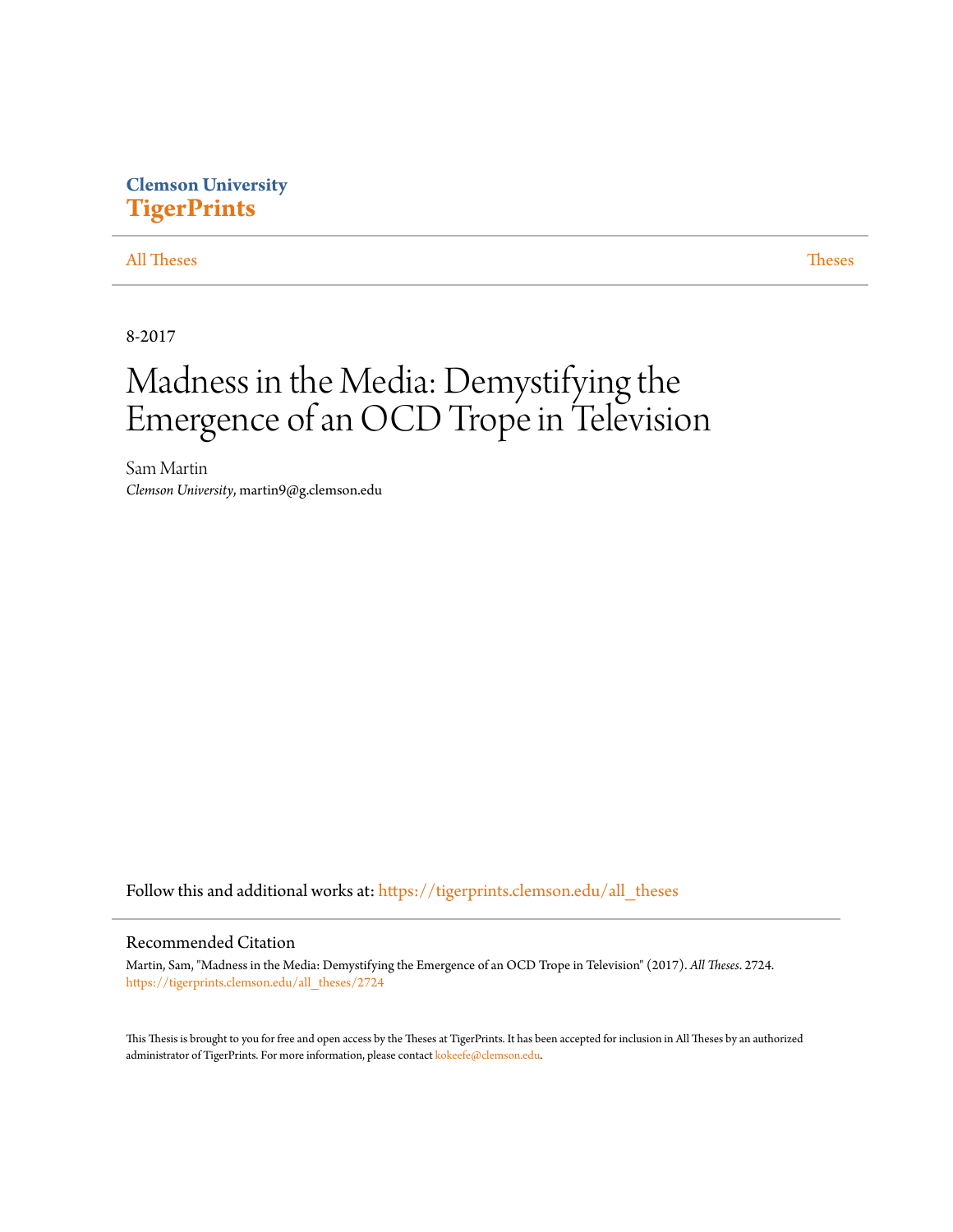Clemson University
**TigerPrints**

All Theses | Theses

8-2017

# Madness in the Media: Demystifying the Emergence of an OCD Trope in Television

Sam Martin
*Clemson University*, martin9@g.clemson.edu

Follow this and additional works at: https://tigerprints.clemson.edu/all_theses

## Recommended Citation

Martin, Sam, "Madness in the Media: Demystifying the Emergence of an OCD Trope in Television" (2017). *All Theses*. 2724.
https://tigerprints.clemson.edu/all_theses/2724

This Thesis is brought to you for free and open access by the Theses at TigerPrints. It has been accepted for inclusion in All Theses by an authorized administrator of TigerPrints. For more information, please contact kokeefe@clemson.edu.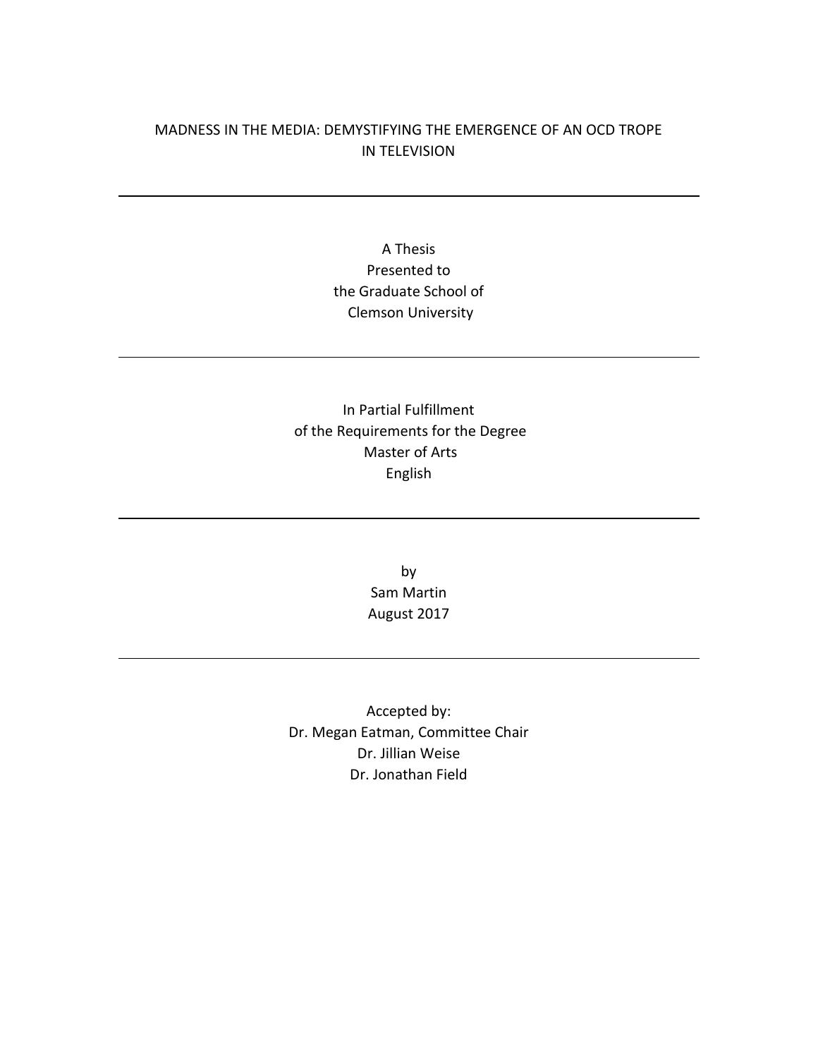# MADNESS IN THE MEDIA: DEMYSTIFYING THE EMERGENCE OF AN OCD TROPE IN TELEVISION

---

A Thesis
Presented to
the Graduate School of
Clemson University

---

In Partial Fulfillment
of the Requirements for the Degree
Master of Arts
English

---

by
Sam Martin
August 2017

---

Accepted by:
Dr. Megan Eatman, Committee Chair
Dr. Jillian Weise
Dr. Jonathan Field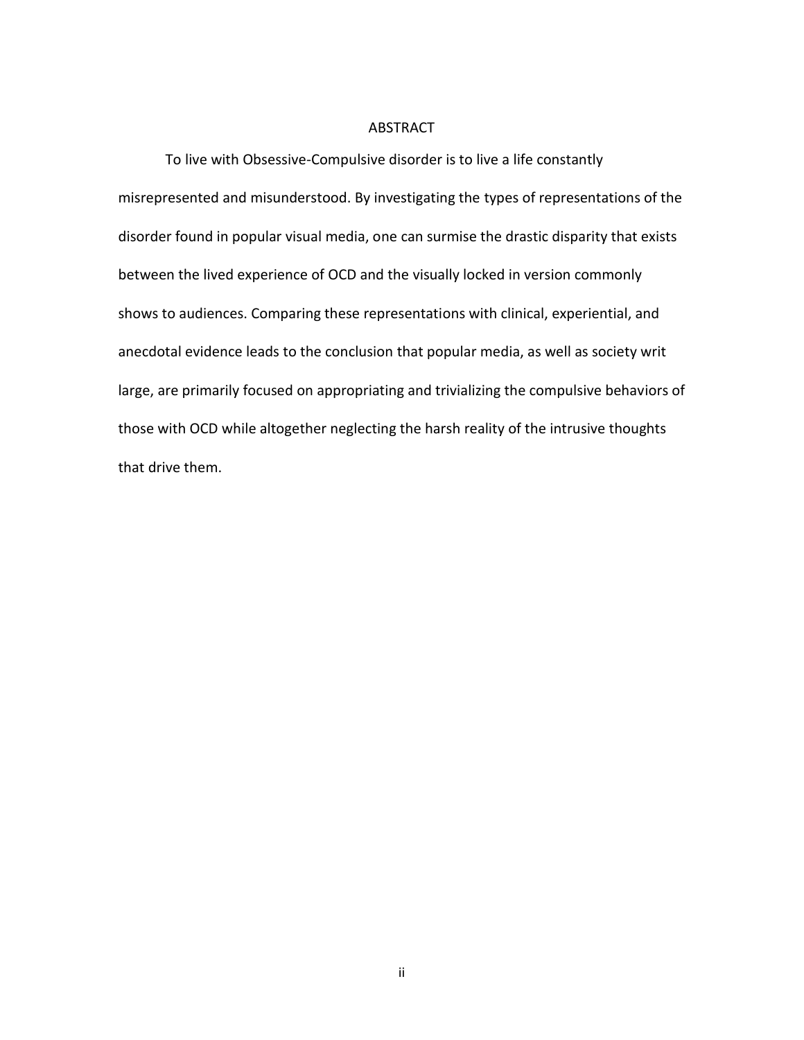# ABSTRACT

To live with Obsessive-Compulsive disorder is to live a life constantly misrepresented and misunderstood. By investigating the types of representations of the disorder found in popular visual media, one can surmise the drastic disparity that exists between the lived experience of OCD and the visually locked in version commonly shows to audiences. Comparing these representations with clinical, experiential, and anecdotal evidence leads to the conclusion that popular media, as well as society writ large, are primarily focused on appropriating and trivializing the compulsive behaviors of those with OCD while altogether neglecting the harsh reality of the intrusive thoughts that drive them.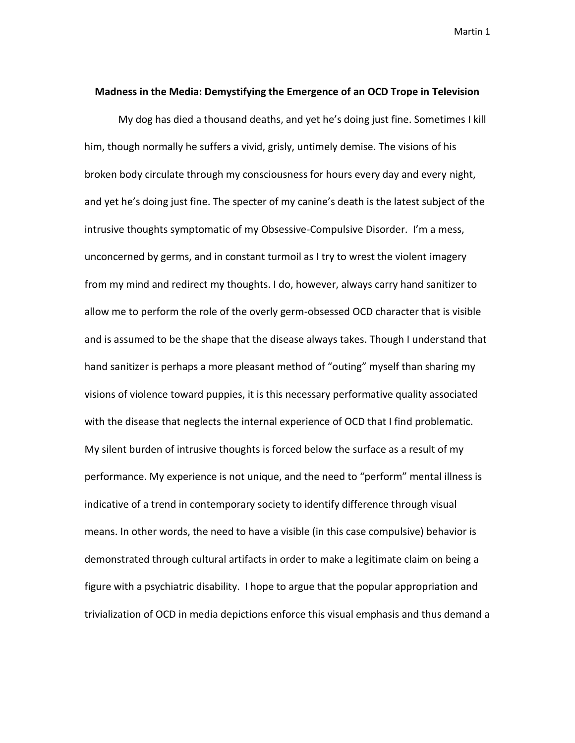**Madness in the Media: Demystifying the Emergence of an OCD Trope in Television**

My dog has died a thousand deaths, and yet he's doing just fine. Sometimes I kill him, though normally he suffers a vivid, grisly, untimely demise. The visions of his broken body circulate through my consciousness for hours every day and every night, and yet he's doing just fine. The specter of my canine's death is the latest subject of the intrusive thoughts symptomatic of my Obsessive-Compulsive Disorder. I'm a mess, unconcerned by germs, and in constant turmoil as I try to wrest the violent imagery from my mind and redirect my thoughts. I do, however, always carry hand sanitizer to allow me to perform the role of the overly germ-obsessed OCD character that is visible and is assumed to be the shape that the disease always takes. Though I understand that hand sanitizer is perhaps a more pleasant method of "outing" myself than sharing my visions of violence toward puppies, it is this necessary performative quality associated with the disease that neglects the internal experience of OCD that I find problematic. My silent burden of intrusive thoughts is forced below the surface as a result of my performance. My experience is not unique, and the need to "perform" mental illness is indicative of a trend in contemporary society to identify difference through visual means. In other words, the need to have a visible (in this case compulsive) behavior is demonstrated through cultural artifacts in order to make a legitimate claim on being a figure with a psychiatric disability. I hope to argue that the popular appropriation and trivialization of OCD in media depictions enforce this visual emphasis and thus demand a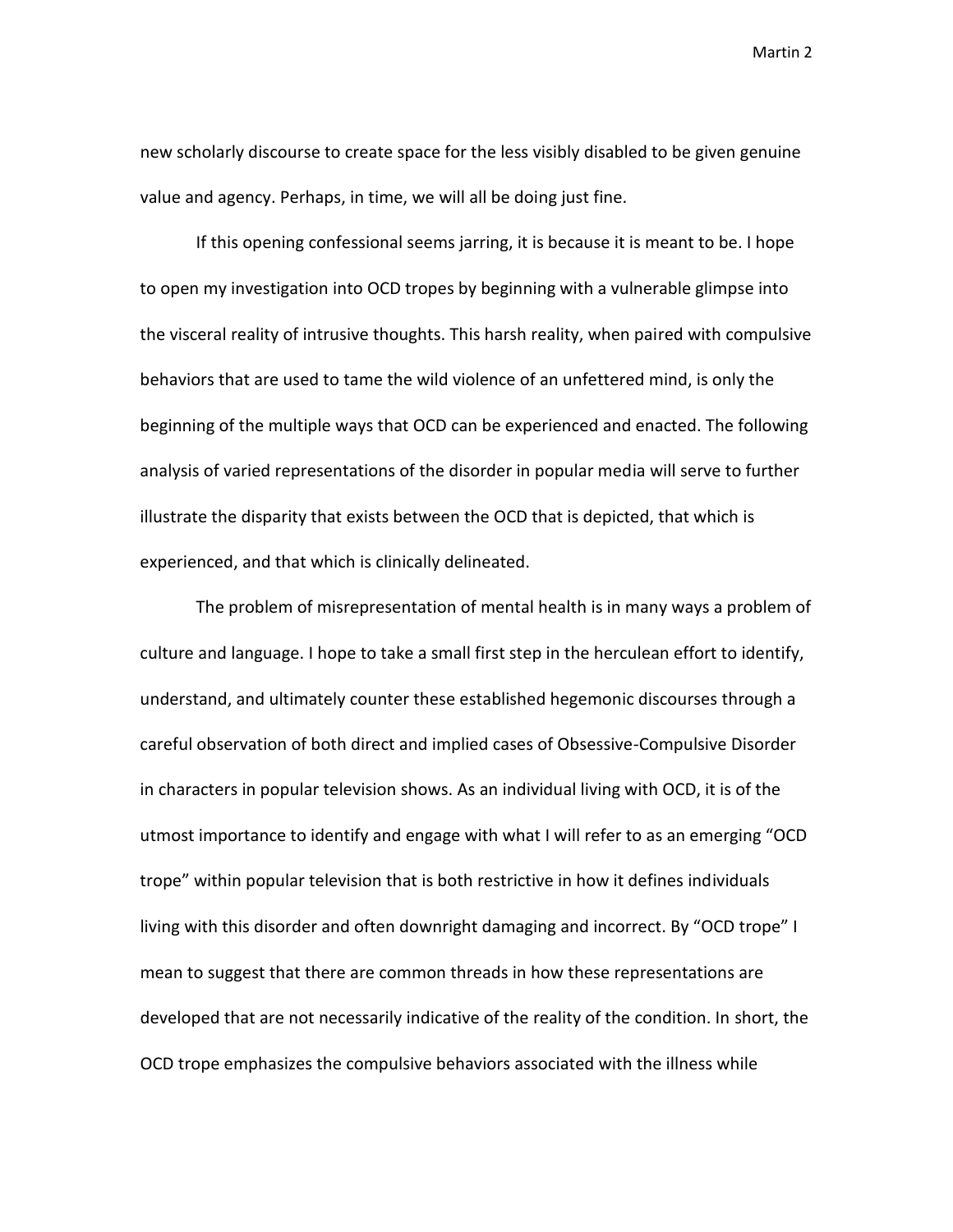new scholarly discourse to create space for the less visibly disabled to be given genuine value and agency. Perhaps, in time, we will all be doing just fine.

If this opening confessional seems jarring, it is because it is meant to be. I hope to open my investigation into OCD tropes by beginning with a vulnerable glimpse into the visceral reality of intrusive thoughts. This harsh reality, when paired with compulsive behaviors that are used to tame the wild violence of an unfettered mind, is only the beginning of the multiple ways that OCD can be experienced and enacted. The following analysis of varied representations of the disorder in popular media will serve to further illustrate the disparity that exists between the OCD that is depicted, that which is experienced, and that which is clinically delineated.

The problem of misrepresentation of mental health is in many ways a problem of culture and language. I hope to take a small first step in the herculean effort to identify, understand, and ultimately counter these established hegemonic discourses through a careful observation of both direct and implied cases of Obsessive-Compulsive Disorder in characters in popular television shows. As an individual living with OCD, it is of the utmost importance to identify and engage with what I will refer to as an emerging "OCD trope" within popular television that is both restrictive in how it defines individuals living with this disorder and often downright damaging and incorrect. By "OCD trope" I mean to suggest that there are common threads in how these representations are developed that are not necessarily indicative of the reality of the condition. In short, the OCD trope emphasizes the compulsive behaviors associated with the illness while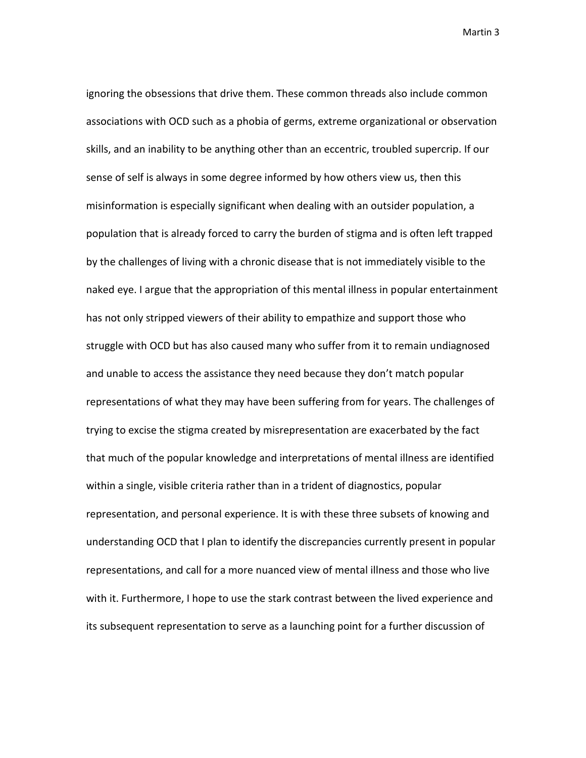ignoring the obsessions that drive them. These common threads also include common associations with OCD such as a phobia of germs, extreme organizational or observation skills, and an inability to be anything other than an eccentric, troubled supercrip. If our sense of self is always in some degree informed by how others view us, then this misinformation is especially significant when dealing with an outsider population, a population that is already forced to carry the burden of stigma and is often left trapped by the challenges of living with a chronic disease that is not immediately visible to the naked eye. I argue that the appropriation of this mental illness in popular entertainment has not only stripped viewers of their ability to empathize and support those who struggle with OCD but has also caused many who suffer from it to remain undiagnosed and unable to access the assistance they need because they don't match popular representations of what they may have been suffering from for years. The challenges of trying to excise the stigma created by misrepresentation are exacerbated by the fact that much of the popular knowledge and interpretations of mental illness are identified within a single, visible criteria rather than in a trident of diagnostics, popular representation, and personal experience. It is with these three subsets of knowing and understanding OCD that I plan to identify the discrepancies currently present in popular representations, and call for a more nuanced view of mental illness and those who live with it. Furthermore, I hope to use the stark contrast between the lived experience and its subsequent representation to serve as a launching point for a further discussion of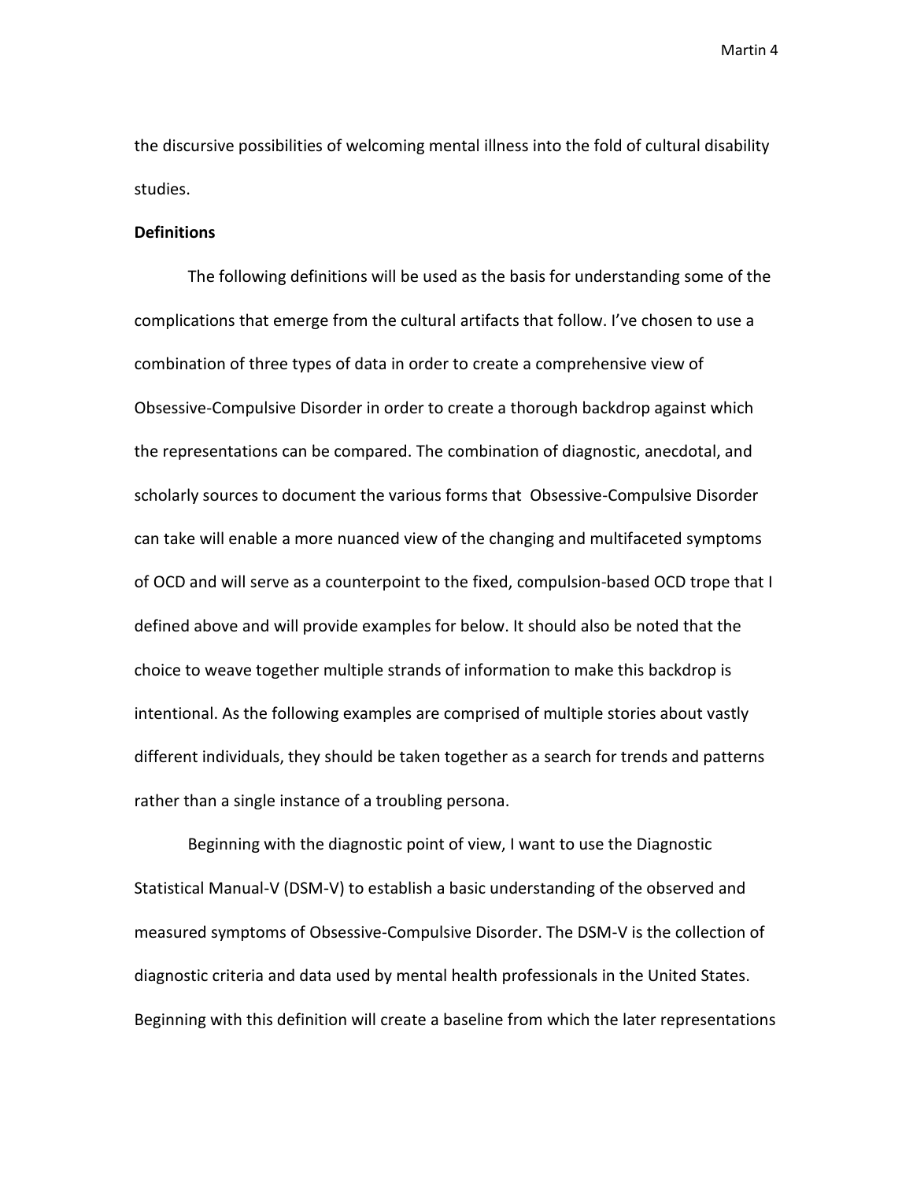the discursive possibilities of welcoming mental illness into the fold of cultural disability studies.

**Definitions**

The following definitions will be used as the basis for understanding some of the complications that emerge from the cultural artifacts that follow. I've chosen to use a combination of three types of data in order to create a comprehensive view of Obsessive-Compulsive Disorder in order to create a thorough backdrop against which the representations can be compared. The combination of diagnostic, anecdotal, and scholarly sources to document the various forms that Obsessive-Compulsive Disorder can take will enable a more nuanced view of the changing and multifaceted symptoms of OCD and will serve as a counterpoint to the fixed, compulsion-based OCD trope that I defined above and will provide examples for below. It should also be noted that the choice to weave together multiple strands of information to make this backdrop is intentional. As the following examples are comprised of multiple stories about vastly different individuals, they should be taken together as a search for trends and patterns rather than a single instance of a troubling persona.

Beginning with the diagnostic point of view, I want to use the Diagnostic Statistical Manual-V (DSM-V) to establish a basic understanding of the observed and measured symptoms of Obsessive-Compulsive Disorder. The DSM-V is the collection of diagnostic criteria and data used by mental health professionals in the United States. Beginning with this definition will create a baseline from which the later representations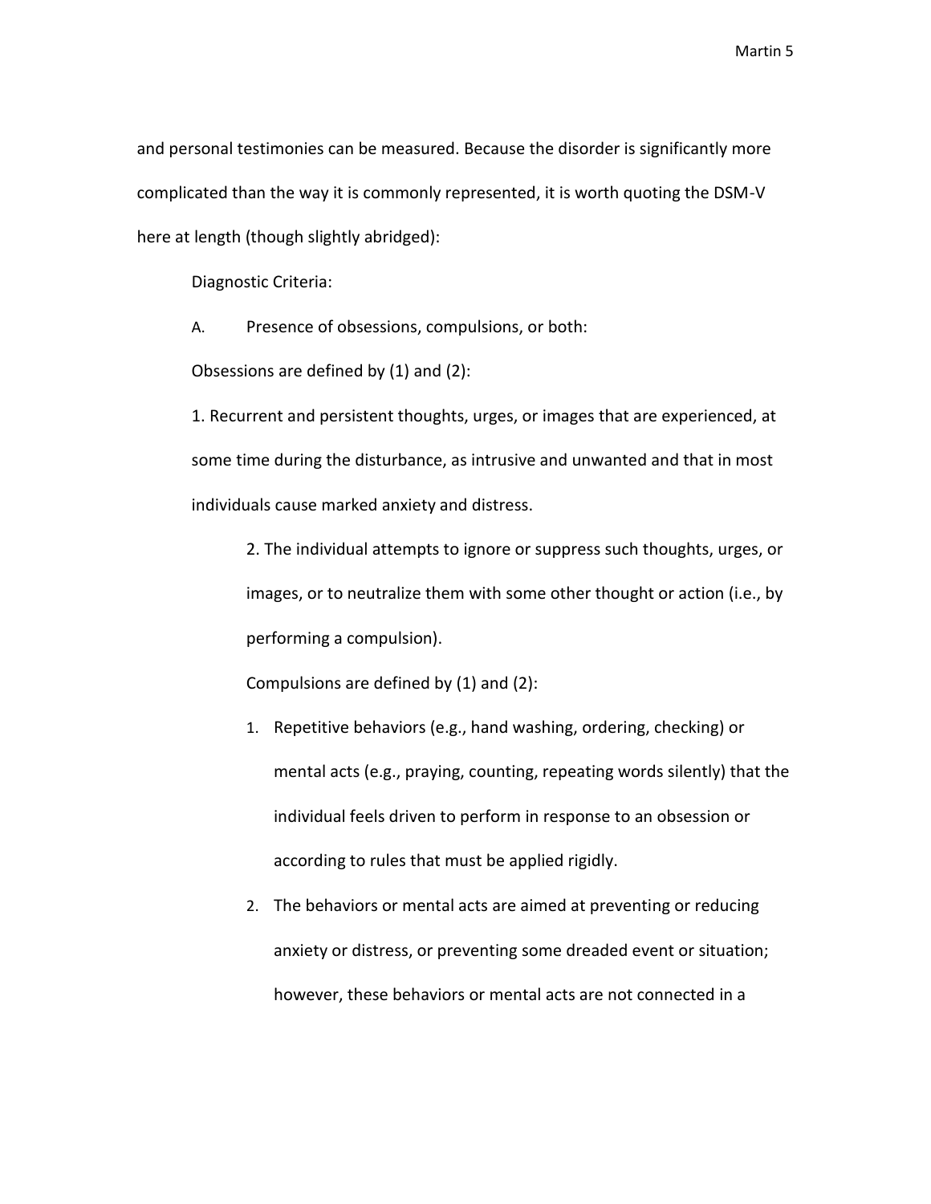and personal testimonies can be measured. Because the disorder is significantly more complicated than the way it is commonly represented, it is worth quoting the DSM-V here at length (though slightly abridged):

> Diagnostic Criteria:
>
> A. Presence of obsessions, compulsions, or both:
>
> Obsessions are defined by (1) and (2):
>
> 1. Recurrent and persistent thoughts, urges, or images that are experienced, at some time during the disturbance, as intrusive and unwanted and that in most individuals cause marked anxiety and distress.
>
> 2. The individual attempts to ignore or suppress such thoughts, urges, or images, or to neutralize them with some other thought or action (i.e., by performing a compulsion).
>
> Compulsions are defined by (1) and (2):
>
> 1. Repetitive behaviors (e.g., hand washing, ordering, checking) or mental acts (e.g., praying, counting, repeating words silently) that the individual feels driven to perform in response to an obsession or according to rules that must be applied rigidly.
> 2. The behaviors or mental acts are aimed at preventing or reducing anxiety or distress, or preventing some dreaded event or situation; however, these behaviors or mental acts are not connected in a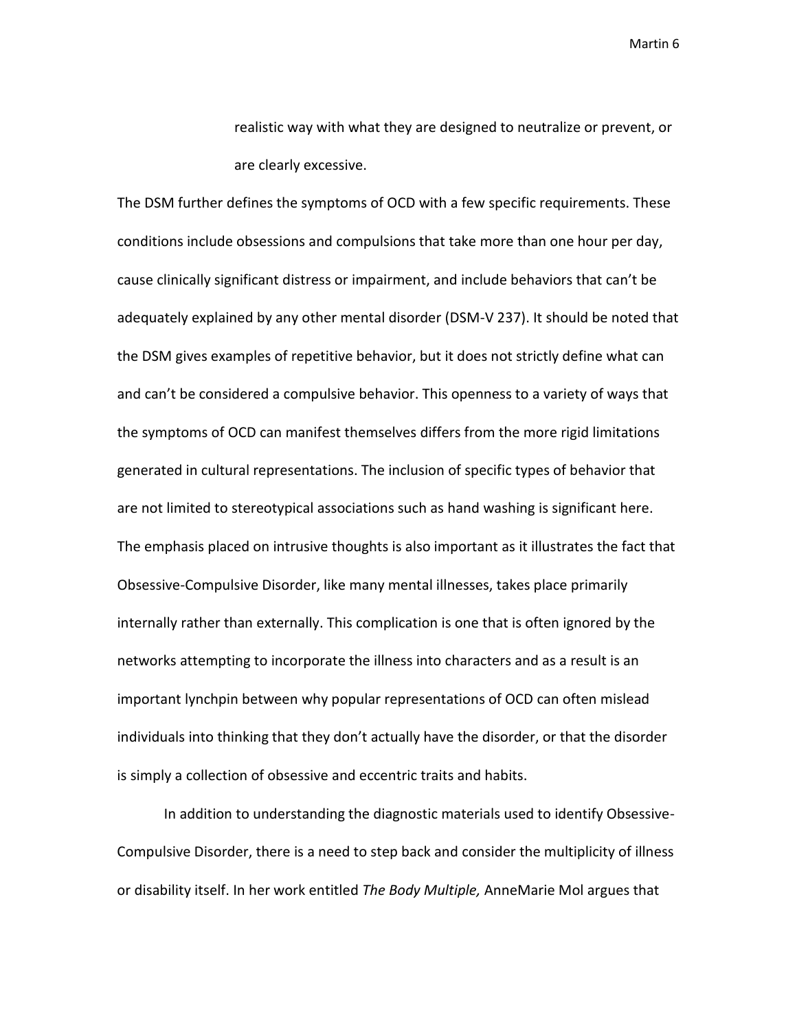> realistic way with what they are designed to neutralize or prevent, or are clearly excessive.

The DSM further defines the symptoms of OCD with a few specific requirements. These conditions include obsessions and compulsions that take more than one hour per day, cause clinically significant distress or impairment, and include behaviors that can't be adequately explained by any other mental disorder (DSM-V 237). It should be noted that the DSM gives examples of repetitive behavior, but it does not strictly define what can and can't be considered a compulsive behavior. This openness to a variety of ways that the symptoms of OCD can manifest themselves differs from the more rigid limitations generated in cultural representations. The inclusion of specific types of behavior that are not limited to stereotypical associations such as hand washing is significant here. The emphasis placed on intrusive thoughts is also important as it illustrates the fact that Obsessive-Compulsive Disorder, like many mental illnesses, takes place primarily internally rather than externally. This complication is one that is often ignored by the networks attempting to incorporate the illness into characters and as a result is an important lynchpin between why popular representations of OCD can often mislead individuals into thinking that they don't actually have the disorder, or that the disorder is simply a collection of obsessive and eccentric traits and habits.

In addition to understanding the diagnostic materials used to identify Obsessive-Compulsive Disorder, there is a need to step back and consider the multiplicity of illness or disability itself. In her work entitled *The Body Multiple,* AnneMarie Mol argues that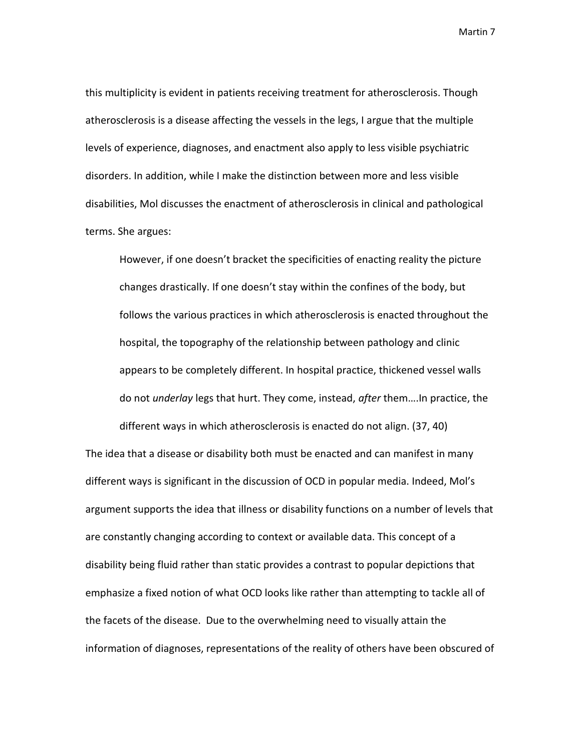this multiplicity is evident in patients receiving treatment for atherosclerosis. Though atherosclerosis is a disease affecting the vessels in the legs, I argue that the multiple levels of experience, diagnoses, and enactment also apply to less visible psychiatric disorders. In addition, while I make the distinction between more and less visible disabilities, Mol discusses the enactment of atherosclerosis in clinical and pathological terms. She argues:

> However, if one doesn't bracket the specificities of enacting reality the picture changes drastically. If one doesn't stay within the confines of the body, but follows the various practices in which atherosclerosis is enacted throughout the hospital, the topography of the relationship between pathology and clinic appears to be completely different. In hospital practice, thickened vessel walls do not *underlay* legs that hurt. They come, instead, *after* them….In practice, the different ways in which atherosclerosis is enacted do not align. (37, 40)

The idea that a disease or disability both must be enacted and can manifest in many different ways is significant in the discussion of OCD in popular media. Indeed, Mol's argument supports the idea that illness or disability functions on a number of levels that are constantly changing according to context or available data. This concept of a disability being fluid rather than static provides a contrast to popular depictions that emphasize a fixed notion of what OCD looks like rather than attempting to tackle all of the facets of the disease. Due to the overwhelming need to visually attain the information of diagnoses, representations of the reality of others have been obscured of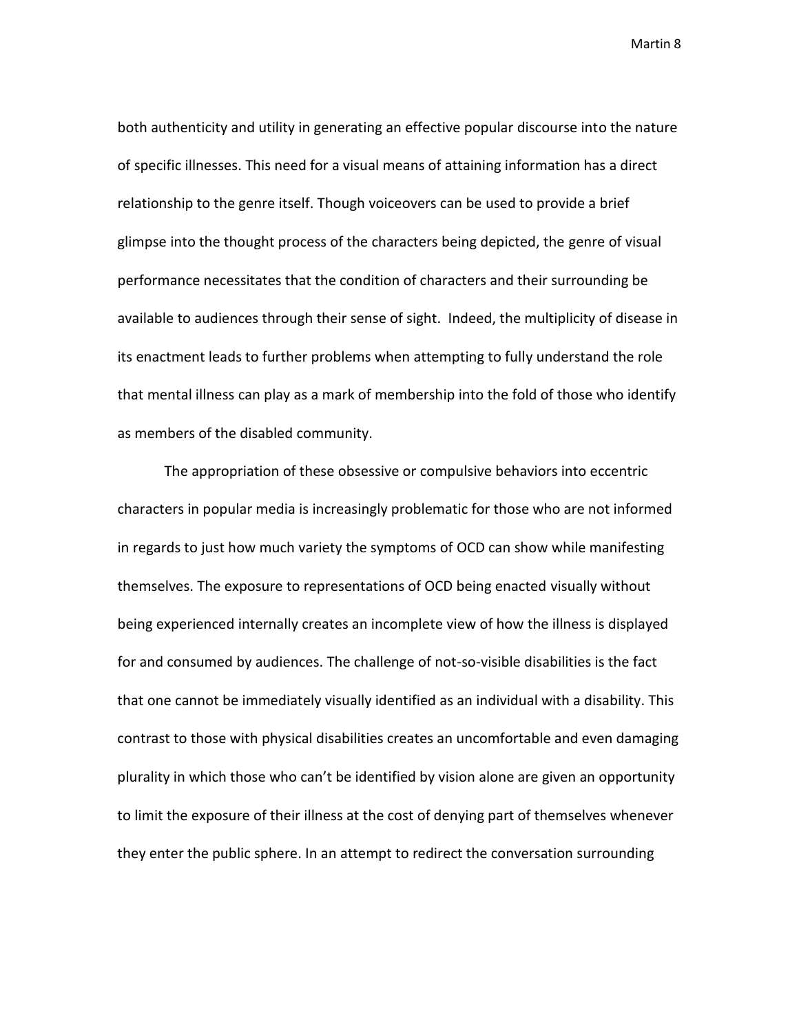both authenticity and utility in generating an effective popular discourse into the nature of specific illnesses. This need for a visual means of attaining information has a direct relationship to the genre itself. Though voiceovers can be used to provide a brief glimpse into the thought process of the characters being depicted, the genre of visual performance necessitates that the condition of characters and their surrounding be available to audiences through their sense of sight.  Indeed, the multiplicity of disease in its enactment leads to further problems when attempting to fully understand the role that mental illness can play as a mark of membership into the fold of those who identify as members of the disabled community.

The appropriation of these obsessive or compulsive behaviors into eccentric characters in popular media is increasingly problematic for those who are not informed in regards to just how much variety the symptoms of OCD can show while manifesting themselves. The exposure to representations of OCD being enacted visually without being experienced internally creates an incomplete view of how the illness is displayed for and consumed by audiences. The challenge of not-so-visible disabilities is the fact that one cannot be immediately visually identified as an individual with a disability. This contrast to those with physical disabilities creates an uncomfortable and even damaging plurality in which those who can't be identified by vision alone are given an opportunity to limit the exposure of their illness at the cost of denying part of themselves whenever they enter the public sphere. In an attempt to redirect the conversation surrounding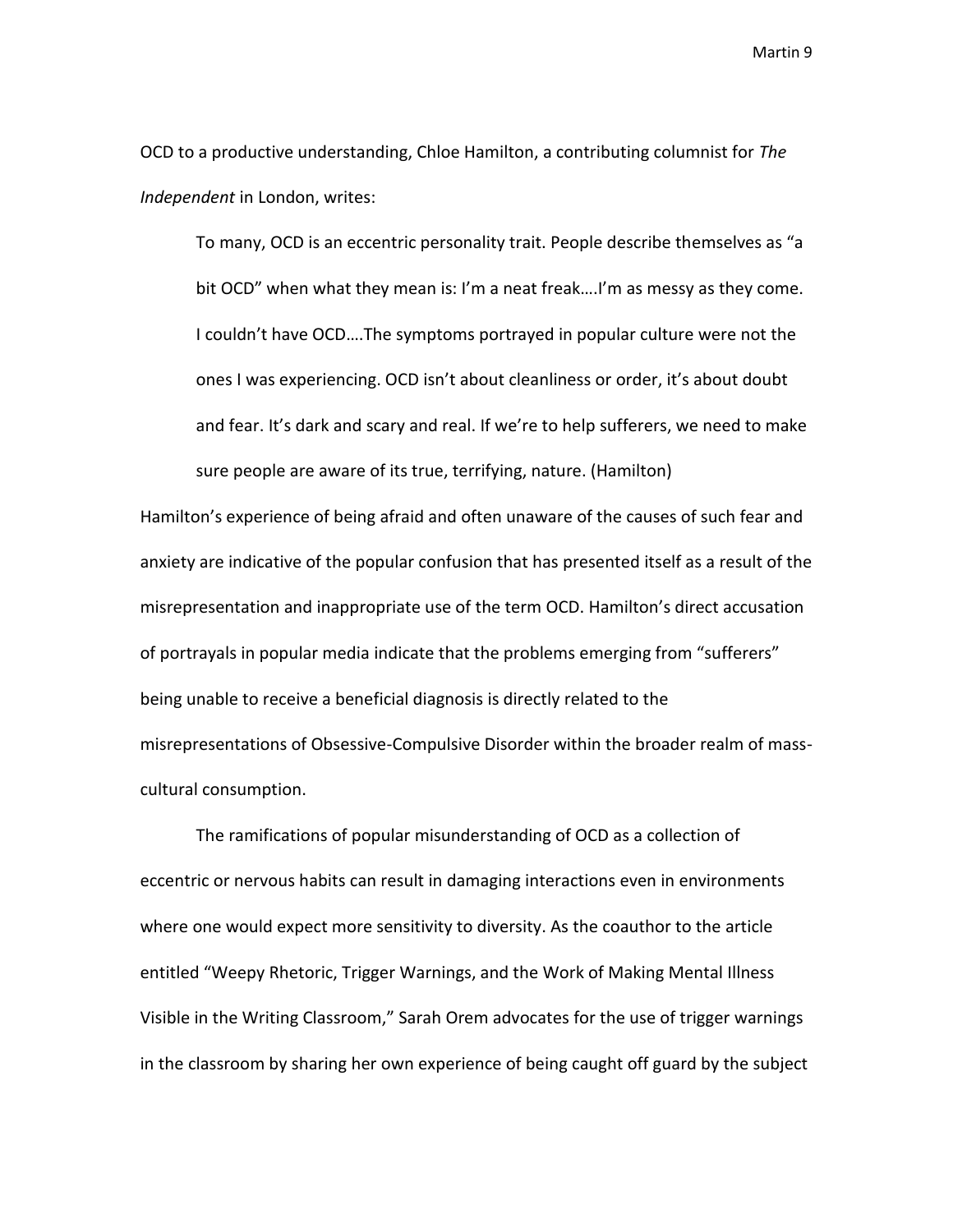OCD to a productive understanding, Chloe Hamilton, a contributing columnist for *The Independent* in London, writes:

> To many, OCD is an eccentric personality trait. People describe themselves as "a bit OCD" when what they mean is: I'm a neat freak….I'm as messy as they come. I couldn't have OCD….The symptoms portrayed in popular culture were not the ones I was experiencing. OCD isn't about cleanliness or order, it's about doubt and fear. It's dark and scary and real. If we're to help sufferers, we need to make sure people are aware of its true, terrifying, nature. (Hamilton)

Hamilton's experience of being afraid and often unaware of the causes of such fear and anxiety are indicative of the popular confusion that has presented itself as a result of the misrepresentation and inappropriate use of the term OCD. Hamilton's direct accusation of portrayals in popular media indicate that the problems emerging from "sufferers" being unable to receive a beneficial diagnosis is directly related to the misrepresentations of Obsessive-Compulsive Disorder within the broader realm of mass-cultural consumption.

The ramifications of popular misunderstanding of OCD as a collection of eccentric or nervous habits can result in damaging interactions even in environments where one would expect more sensitivity to diversity. As the coauthor to the article entitled "Weepy Rhetoric, Trigger Warnings, and the Work of Making Mental Illness Visible in the Writing Classroom," Sarah Orem advocates for the use of trigger warnings in the classroom by sharing her own experience of being caught off guard by the subject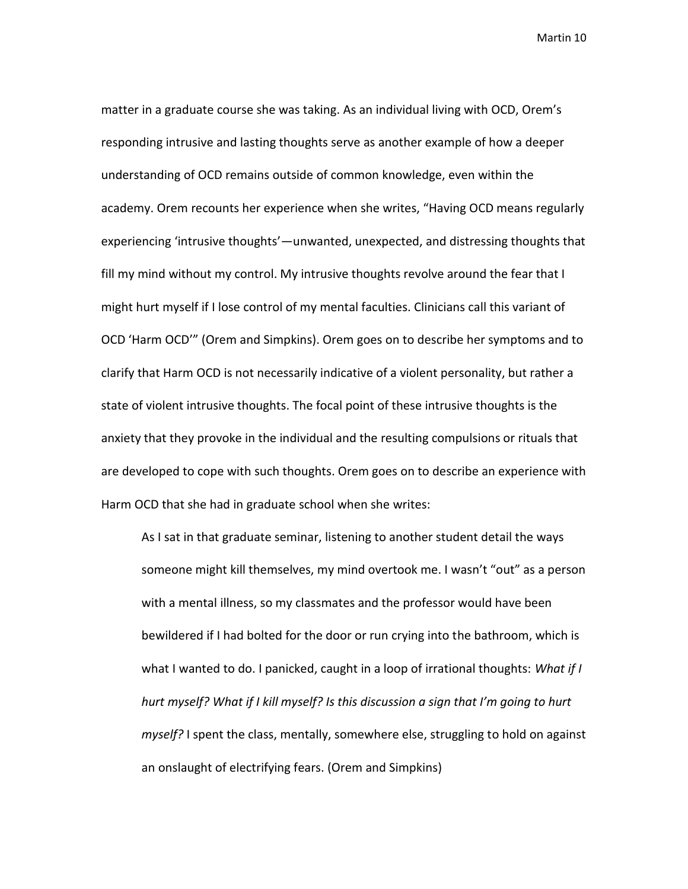matter in a graduate course she was taking. As an individual living with OCD, Orem's responding intrusive and lasting thoughts serve as another example of how a deeper understanding of OCD remains outside of common knowledge, even within the academy. Orem recounts her experience when she writes, "Having OCD means regularly experiencing 'intrusive thoughts'—unwanted, unexpected, and distressing thoughts that fill my mind without my control. My intrusive thoughts revolve around the fear that I might hurt myself if I lose control of my mental faculties. Clinicians call this variant of OCD 'Harm OCD'" (Orem and Simpkins). Orem goes on to describe her symptoms and to clarify that Harm OCD is not necessarily indicative of a violent personality, but rather a state of violent intrusive thoughts. The focal point of these intrusive thoughts is the anxiety that they provoke in the individual and the resulting compulsions or rituals that are developed to cope with such thoughts. Orem goes on to describe an experience with Harm OCD that she had in graduate school when she writes:

> As I sat in that graduate seminar, listening to another student detail the ways someone might kill themselves, my mind overtook me. I wasn't "out" as a person with a mental illness, so my classmates and the professor would have been bewildered if I had bolted for the door or run crying into the bathroom, which is what I wanted to do. I panicked, caught in a loop of irrational thoughts: *What if I hurt myself? What if I kill myself? Is this discussion a sign that I'm going to hurt myself?* I spent the class, mentally, somewhere else, struggling to hold on against an onslaught of electrifying fears. (Orem and Simpkins)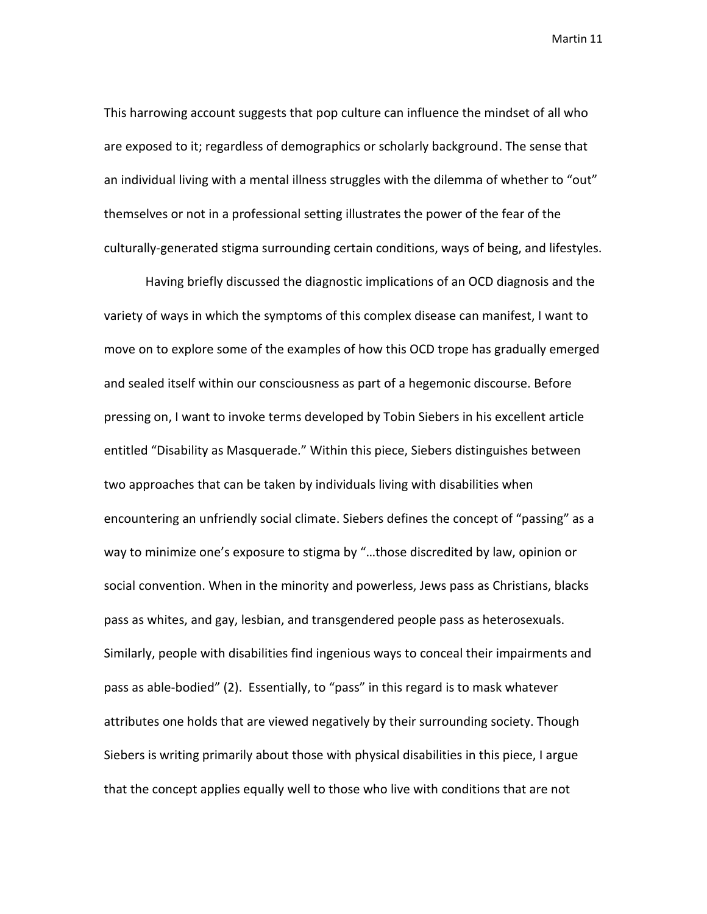This harrowing account suggests that pop culture can influence the mindset of all who are exposed to it; regardless of demographics or scholarly background. The sense that an individual living with a mental illness struggles with the dilemma of whether to "out" themselves or not in a professional setting illustrates the power of the fear of the culturally-generated stigma surrounding certain conditions, ways of being, and lifestyles.

Having briefly discussed the diagnostic implications of an OCD diagnosis and the variety of ways in which the symptoms of this complex disease can manifest, I want to move on to explore some of the examples of how this OCD trope has gradually emerged and sealed itself within our consciousness as part of a hegemonic discourse. Before pressing on, I want to invoke terms developed by Tobin Siebers in his excellent article entitled "Disability as Masquerade." Within this piece, Siebers distinguishes between two approaches that can be taken by individuals living with disabilities when encountering an unfriendly social climate. Siebers defines the concept of "passing" as a way to minimize one's exposure to stigma by "…those discredited by law, opinion or social convention. When in the minority and powerless, Jews pass as Christians, blacks pass as whites, and gay, lesbian, and transgendered people pass as heterosexuals. Similarly, people with disabilities find ingenious ways to conceal their impairments and pass as able-bodied" (2). Essentially, to "pass" in this regard is to mask whatever attributes one holds that are viewed negatively by their surrounding society. Though Siebers is writing primarily about those with physical disabilities in this piece, I argue that the concept applies equally well to those who live with conditions that are not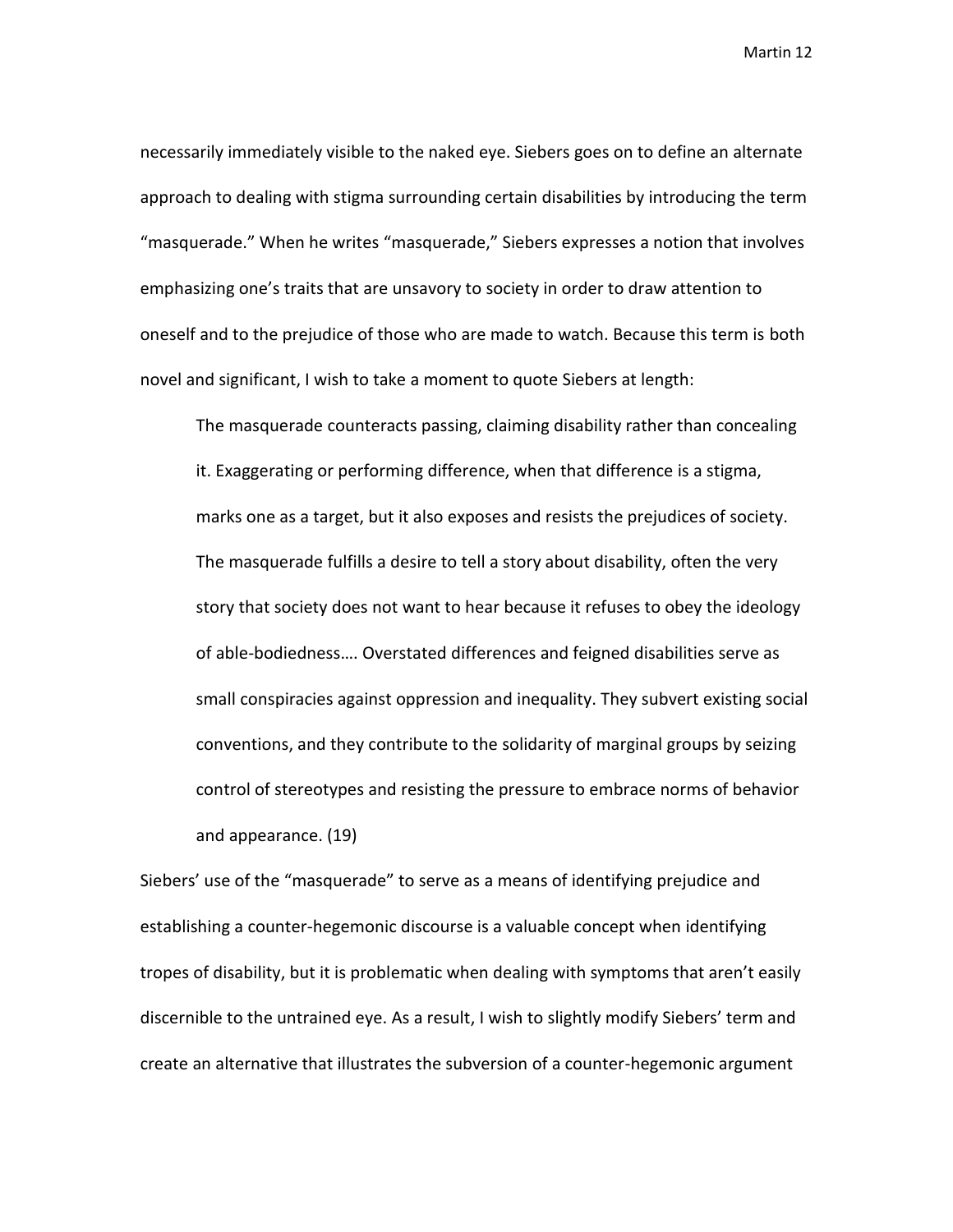necessarily immediately visible to the naked eye. Siebers goes on to define an alternate approach to dealing with stigma surrounding certain disabilities by introducing the term "masquerade." When he writes "masquerade," Siebers expresses a notion that involves emphasizing one's traits that are unsavory to society in order to draw attention to oneself and to the prejudice of those who are made to watch. Because this term is both novel and significant, I wish to take a moment to quote Siebers at length:

> The masquerade counteracts passing, claiming disability rather than concealing it. Exaggerating or performing difference, when that difference is a stigma, marks one as a target, but it also exposes and resists the prejudices of society. The masquerade fulfills a desire to tell a story about disability, often the very story that society does not want to hear because it refuses to obey the ideology of able-bodiedness…. Overstated differences and feigned disabilities serve as small conspiracies against oppression and inequality. They subvert existing social conventions, and they contribute to the solidarity of marginal groups by seizing control of stereotypes and resisting the pressure to embrace norms of behavior and appearance. (19)

Siebers' use of the "masquerade" to serve as a means of identifying prejudice and establishing a counter-hegemonic discourse is a valuable concept when identifying tropes of disability, but it is problematic when dealing with symptoms that aren't easily discernible to the untrained eye. As a result, I wish to slightly modify Siebers' term and create an alternative that illustrates the subversion of a counter-hegemonic argument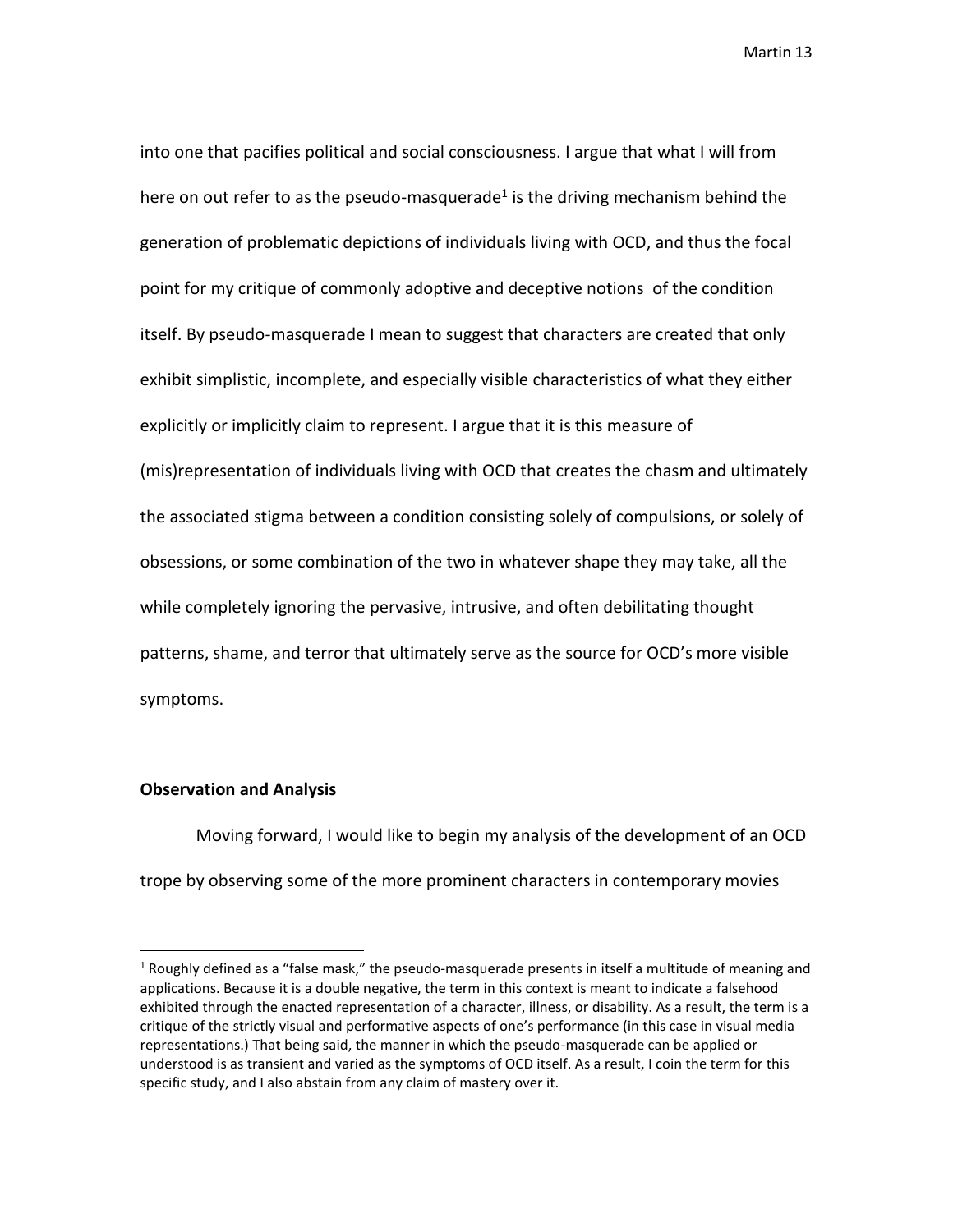into one that pacifies political and social consciousness. I argue that what I will from here on out refer to as the pseudo-masquerade[1] is the driving mechanism behind the generation of problematic depictions of individuals living with OCD, and thus the focal point for my critique of commonly adoptive and deceptive notions of the condition itself. By pseudo-masquerade I mean to suggest that characters are created that only exhibit simplistic, incomplete, and especially visible characteristics of what they either explicitly or implicitly claim to represent. I argue that it is this measure of (mis)representation of individuals living with OCD that creates the chasm and ultimately the associated stigma between a condition consisting solely of compulsions, or solely of obsessions, or some combination of the two in whatever shape they may take, all the while completely ignoring the pervasive, intrusive, and often debilitating thought patterns, shame, and terror that ultimately serve as the source for OCD's more visible symptoms.

**Observation and Analysis**

Moving forward, I would like to begin my analysis of the development of an OCD trope by observing some of the more prominent characters in contemporary movies

[1] Roughly defined as a "false mask," the pseudo-masquerade presents in itself a multitude of meaning and applications. Because it is a double negative, the term in this context is meant to indicate a falsehood exhibited through the enacted representation of a character, illness, or disability. As a result, the term is a critique of the strictly visual and performative aspects of one's performance (in this case in visual media representations.) That being said, the manner in which the pseudo-masquerade can be applied or understood is as transient and varied as the symptoms of OCD itself. As a result, I coin the term for this specific study, and I also abstain from any claim of mastery over it.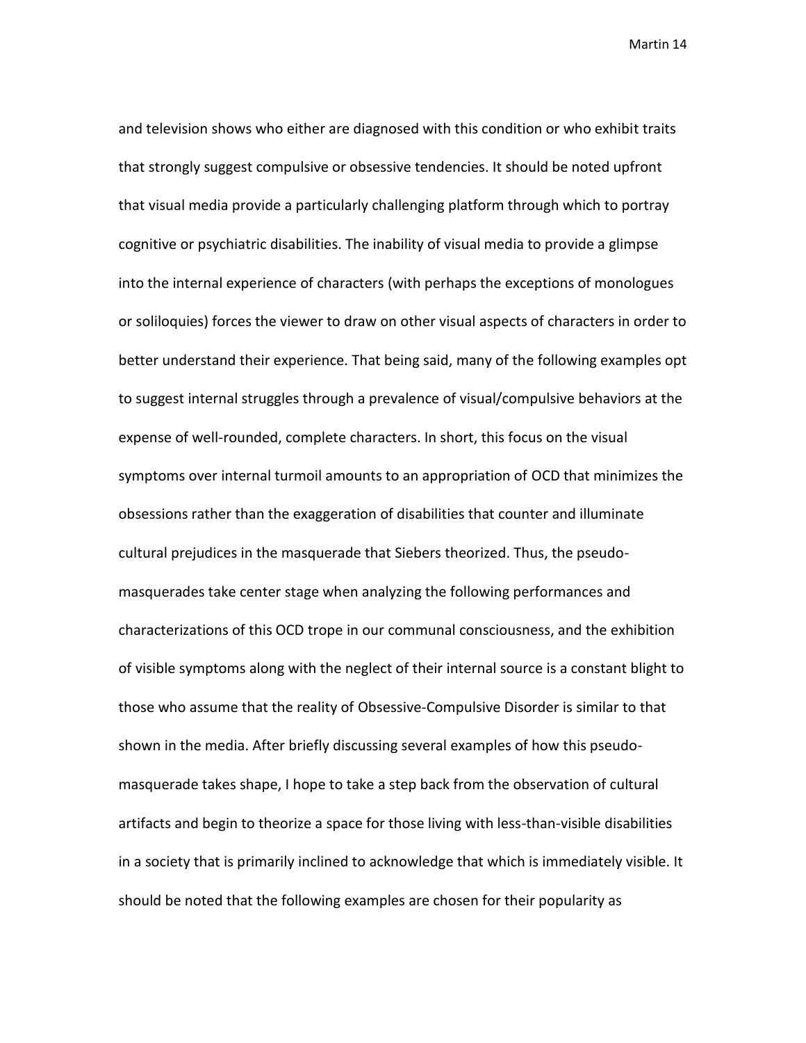and television shows who either are diagnosed with this condition or who exhibit traits that strongly suggest compulsive or obsessive tendencies. It should be noted upfront that visual media provide a particularly challenging platform through which to portray cognitive or psychiatric disabilities. The inability of visual media to provide a glimpse into the internal experience of characters (with perhaps the exceptions of monologues or soliloquies) forces the viewer to draw on other visual aspects of characters in order to better understand their experience. That being said, many of the following examples opt to suggest internal struggles through a prevalence of visual/compulsive behaviors at the expense of well-rounded, complete characters. In short, this focus on the visual symptoms over internal turmoil amounts to an appropriation of OCD that minimizes the obsessions rather than the exaggeration of disabilities that counter and illuminate cultural prejudices in the masquerade that Siebers theorized. Thus, the pseudo-masquerades take center stage when analyzing the following performances and characterizations of this OCD trope in our communal consciousness, and the exhibition of visible symptoms along with the neglect of their internal source is a constant blight to those who assume that the reality of Obsessive-Compulsive Disorder is similar to that shown in the media. After briefly discussing several examples of how this pseudo-masquerade takes shape, I hope to take a step back from the observation of cultural artifacts and begin to theorize a space for those living with less-than-visible disabilities in a society that is primarily inclined to acknowledge that which is immediately visible. It should be noted that the following examples are chosen for their popularity as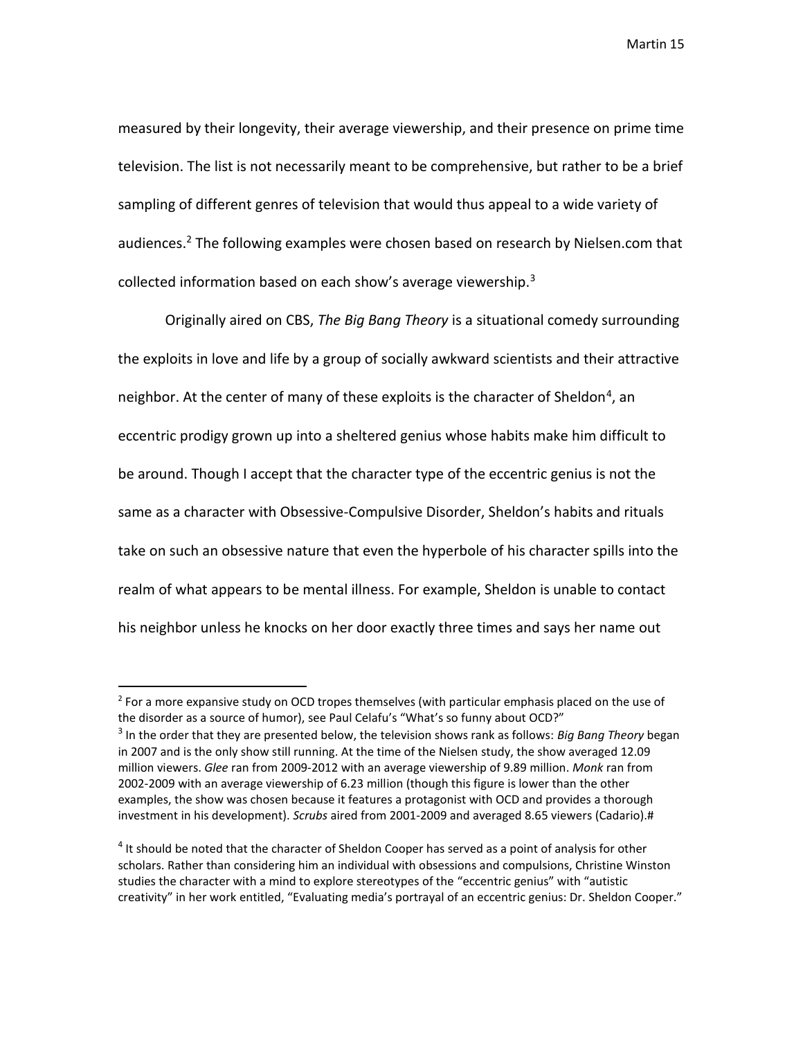measured by their longevity, their average viewership, and their presence on prime time television. The list is not necessarily meant to be comprehensive, but rather to be a brief sampling of different genres of television that would thus appeal to a wide variety of audiences.[2] The following examples were chosen based on research by Nielsen.com that collected information based on each show's average viewership.[3]

Originally aired on CBS, *The Big Bang Theory* is a situational comedy surrounding the exploits in love and life by a group of socially awkward scientists and their attractive neighbor. At the center of many of these exploits is the character of Sheldon[4], an eccentric prodigy grown up into a sheltered genius whose habits make him difficult to be around. Though I accept that the character type of the eccentric genius is not the same as a character with Obsessive-Compulsive Disorder, Sheldon's habits and rituals take on such an obsessive nature that even the hyperbole of his character spills into the realm of what appears to be mental illness. For example, Sheldon is unable to contact his neighbor unless he knocks on her door exactly three times and says her name out

---

[2] For a more expansive study on OCD tropes themselves (with particular emphasis placed on the use of the disorder as a source of humor), see Paul Celafu's "What's so funny about OCD?"

[3] In the order that they are presented below, the television shows rank as follows: *Big Bang Theory* began in 2007 and is the only show still running. At the time of the Nielsen study, the show averaged 12.09 million viewers. *Glee* ran from 2009-2012 with an average viewership of 9.89 million. *Monk* ran from 2002-2009 with an average viewership of 6.23 million (though this figure is lower than the other examples, the show was chosen because it features a protagonist with OCD and provides a thorough investment in his development). *Scrubs* aired from 2001-2009 and averaged 8.65 viewers (Cadario).#

[4] It should be noted that the character of Sheldon Cooper has served as a point of analysis for other scholars. Rather than considering him an individual with obsessions and compulsions, Christine Winston studies the character with a mind to explore stereotypes of the "eccentric genius" with "autistic creativity" in her work entitled, "Evaluating media's portrayal of an eccentric genius: Dr. Sheldon Cooper."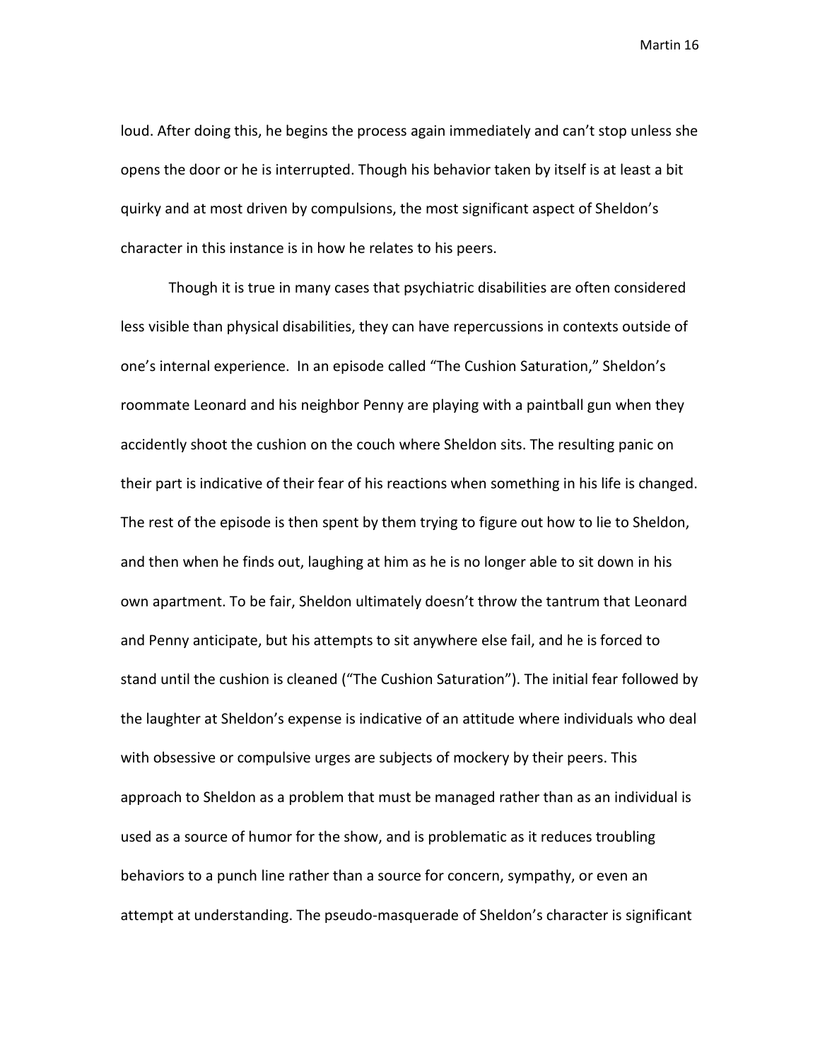loud. After doing this, he begins the process again immediately and can't stop unless she opens the door or he is interrupted. Though his behavior taken by itself is at least a bit quirky and at most driven by compulsions, the most significant aspect of Sheldon's character in this instance is in how he relates to his peers.

Though it is true in many cases that psychiatric disabilities are often considered less visible than physical disabilities, they can have repercussions in contexts outside of one's internal experience. In an episode called "The Cushion Saturation," Sheldon's roommate Leonard and his neighbor Penny are playing with a paintball gun when they accidently shoot the cushion on the couch where Sheldon sits. The resulting panic on their part is indicative of their fear of his reactions when something in his life is changed. The rest of the episode is then spent by them trying to figure out how to lie to Sheldon, and then when he finds out, laughing at him as he is no longer able to sit down in his own apartment. To be fair, Sheldon ultimately doesn't throw the tantrum that Leonard and Penny anticipate, but his attempts to sit anywhere else fail, and he is forced to stand until the cushion is cleaned ("The Cushion Saturation"). The initial fear followed by the laughter at Sheldon's expense is indicative of an attitude where individuals who deal with obsessive or compulsive urges are subjects of mockery by their peers. This approach to Sheldon as a problem that must be managed rather than as an individual is used as a source of humor for the show, and is problematic as it reduces troubling behaviors to a punch line rather than a source for concern, sympathy, or even an attempt at understanding. The pseudo-masquerade of Sheldon's character is significant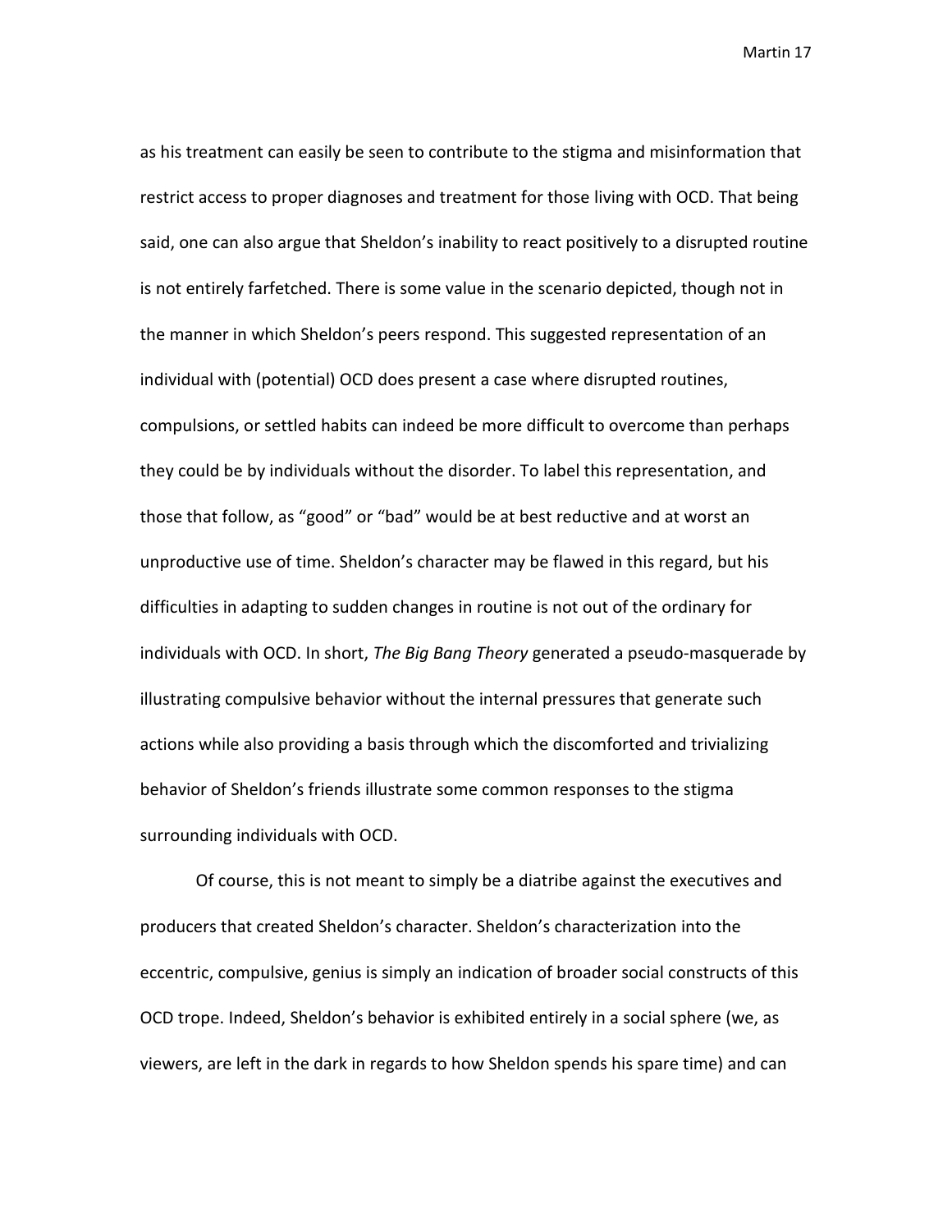as his treatment can easily be seen to contribute to the stigma and misinformation that restrict access to proper diagnoses and treatment for those living with OCD. That being said, one can also argue that Sheldon's inability to react positively to a disrupted routine is not entirely farfetched. There is some value in the scenario depicted, though not in the manner in which Sheldon's peers respond. This suggested representation of an individual with (potential) OCD does present a case where disrupted routines, compulsions, or settled habits can indeed be more difficult to overcome than perhaps they could be by individuals without the disorder. To label this representation, and those that follow, as "good" or "bad" would be at best reductive and at worst an unproductive use of time. Sheldon's character may be flawed in this regard, but his difficulties in adapting to sudden changes in routine is not out of the ordinary for individuals with OCD. In short, *The Big Bang Theory* generated a pseudo-masquerade by illustrating compulsive behavior without the internal pressures that generate such actions while also providing a basis through which the discomforted and trivializing behavior of Sheldon's friends illustrate some common responses to the stigma surrounding individuals with OCD.

Of course, this is not meant to simply be a diatribe against the executives and producers that created Sheldon's character. Sheldon's characterization into the eccentric, compulsive, genius is simply an indication of broader social constructs of this OCD trope. Indeed, Sheldon's behavior is exhibited entirely in a social sphere (we, as viewers, are left in the dark in regards to how Sheldon spends his spare time) and can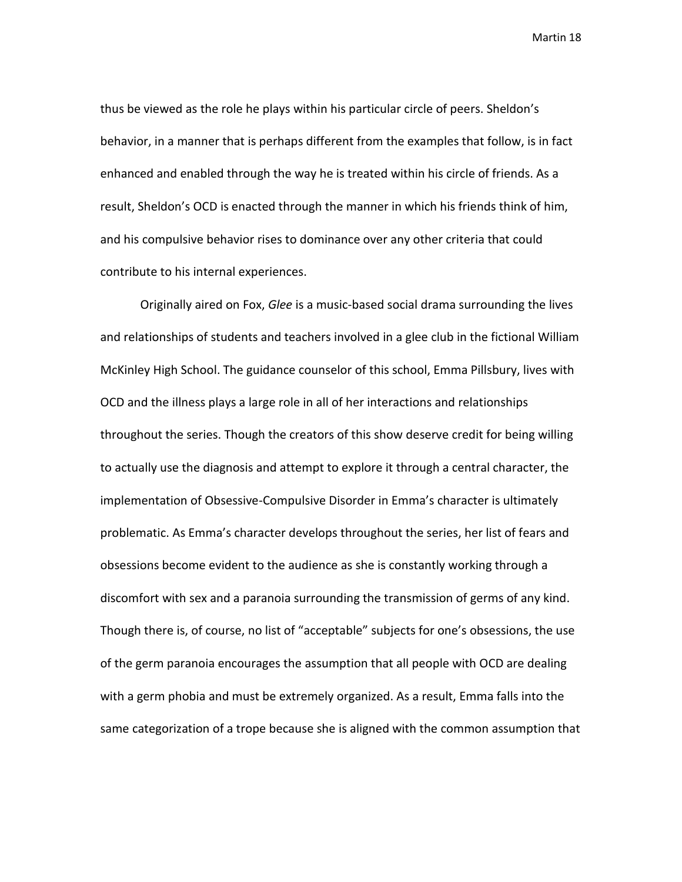thus be viewed as the role he plays within his particular circle of peers. Sheldon's behavior, in a manner that is perhaps different from the examples that follow, is in fact enhanced and enabled through the way he is treated within his circle of friends. As a result, Sheldon's OCD is enacted through the manner in which his friends think of him, and his compulsive behavior rises to dominance over any other criteria that could contribute to his internal experiences.

Originally aired on Fox, *Glee* is a music-based social drama surrounding the lives and relationships of students and teachers involved in a glee club in the fictional William McKinley High School. The guidance counselor of this school, Emma Pillsbury, lives with OCD and the illness plays a large role in all of her interactions and relationships throughout the series. Though the creators of this show deserve credit for being willing to actually use the diagnosis and attempt to explore it through a central character, the implementation of Obsessive-Compulsive Disorder in Emma's character is ultimately problematic. As Emma's character develops throughout the series, her list of fears and obsessions become evident to the audience as she is constantly working through a discomfort with sex and a paranoia surrounding the transmission of germs of any kind. Though there is, of course, no list of "acceptable" subjects for one's obsessions, the use of the germ paranoia encourages the assumption that all people with OCD are dealing with a germ phobia and must be extremely organized. As a result, Emma falls into the same categorization of a trope because she is aligned with the common assumption that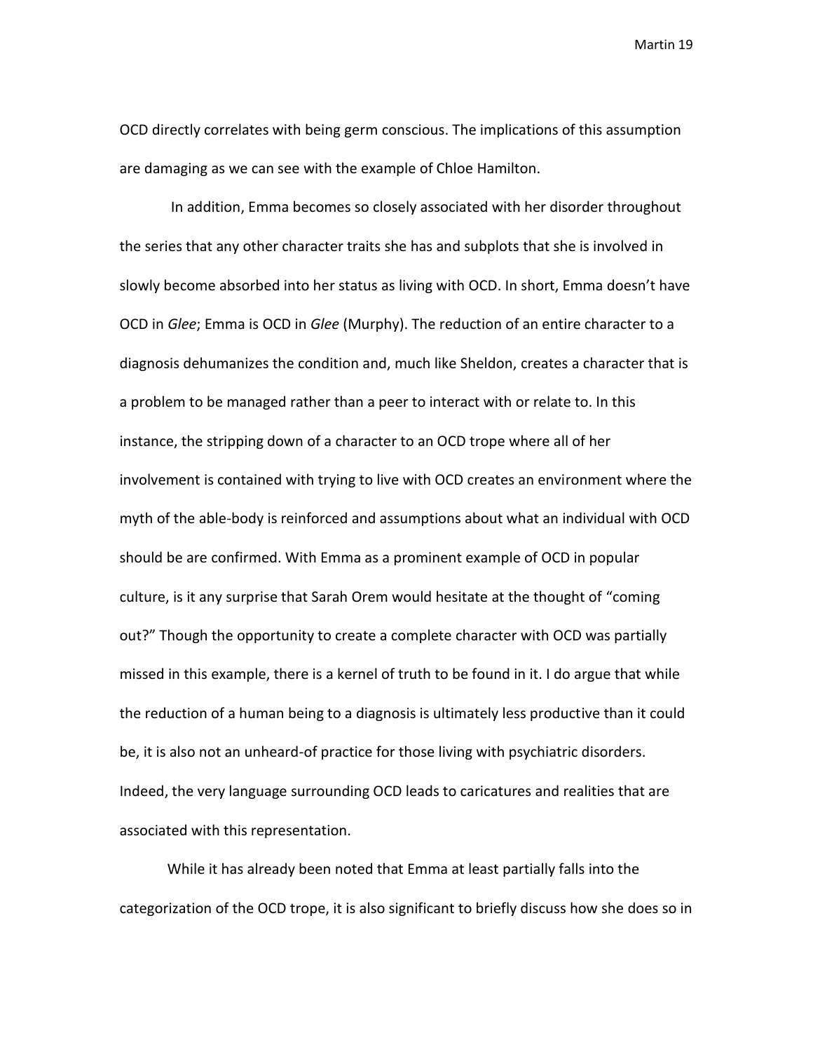OCD directly correlates with being germ conscious. The implications of this assumption are damaging as we can see with the example of Chloe Hamilton.

In addition, Emma becomes so closely associated with her disorder throughout the series that any other character traits she has and subplots that she is involved in slowly become absorbed into her status as living with OCD. In short, Emma doesn't have OCD in *Glee*; Emma is OCD in *Glee* (Murphy). The reduction of an entire character to a diagnosis dehumanizes the condition and, much like Sheldon, creates a character that is a problem to be managed rather than a peer to interact with or relate to. In this instance, the stripping down of a character to an OCD trope where all of her involvement is contained with trying to live with OCD creates an environment where the myth of the able-body is reinforced and assumptions about what an individual with OCD should be are confirmed. With Emma as a prominent example of OCD in popular culture, is it any surprise that Sarah Orem would hesitate at the thought of "coming out?" Though the opportunity to create a complete character with OCD was partially missed in this example, there is a kernel of truth to be found in it. I do argue that while the reduction of a human being to a diagnosis is ultimately less productive than it could be, it is also not an unheard-of practice for those living with psychiatric disorders. Indeed, the very language surrounding OCD leads to caricatures and realities that are associated with this representation.

While it has already been noted that Emma at least partially falls into the categorization of the OCD trope, it is also significant to briefly discuss how she does so in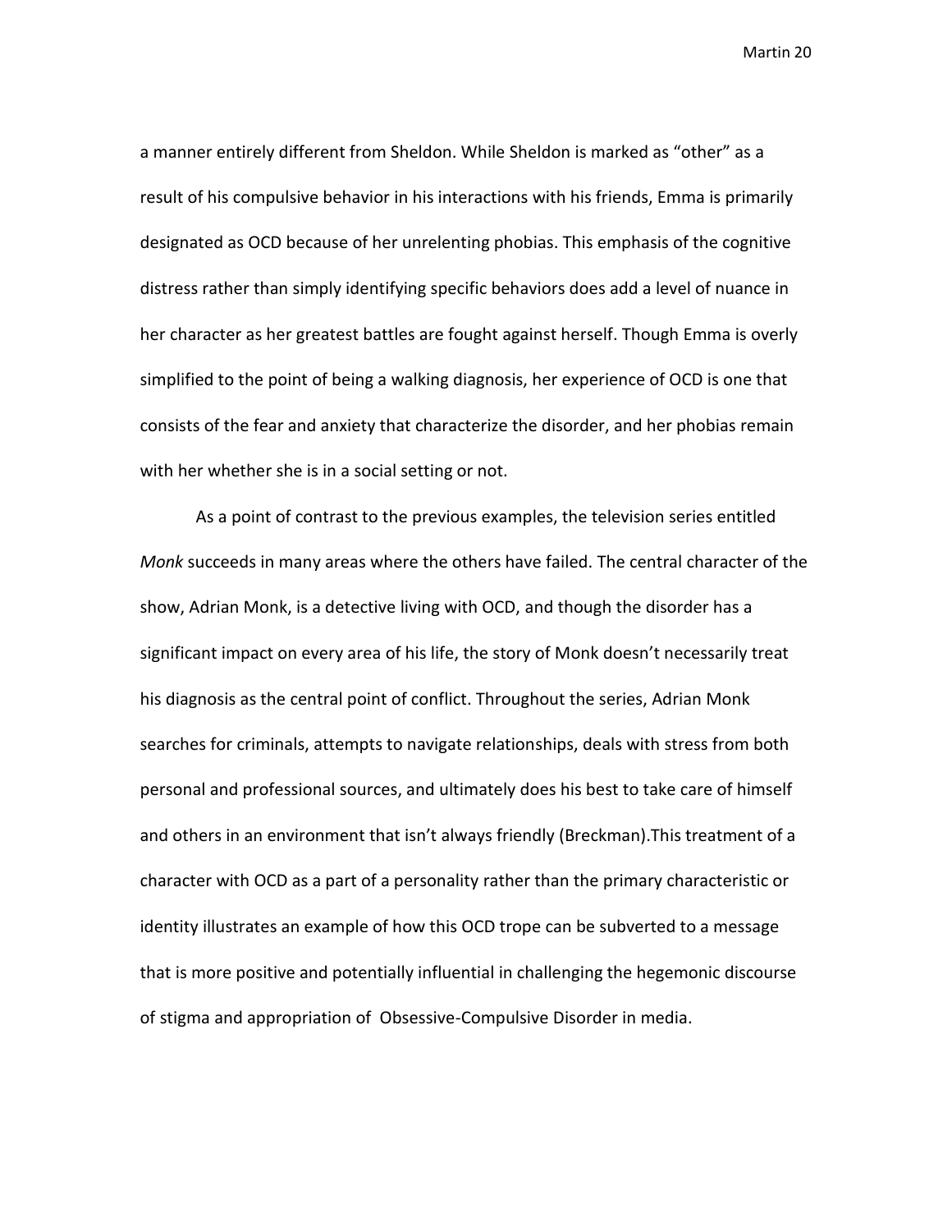a manner entirely different from Sheldon. While Sheldon is marked as "other" as a result of his compulsive behavior in his interactions with his friends, Emma is primarily designated as OCD because of her unrelenting phobias. This emphasis of the cognitive distress rather than simply identifying specific behaviors does add a level of nuance in her character as her greatest battles are fought against herself. Though Emma is overly simplified to the point of being a walking diagnosis, her experience of OCD is one that consists of the fear and anxiety that characterize the disorder, and her phobias remain with her whether she is in a social setting or not.

As a point of contrast to the previous examples, the television series entitled *Monk* succeeds in many areas where the others have failed. The central character of the show, Adrian Monk, is a detective living with OCD, and though the disorder has a significant impact on every area of his life, the story of Monk doesn't necessarily treat his diagnosis as the central point of conflict. Throughout the series, Adrian Monk searches for criminals, attempts to navigate relationships, deals with stress from both personal and professional sources, and ultimately does his best to take care of himself and others in an environment that isn't always friendly (Breckman).This treatment of a character with OCD as a part of a personality rather than the primary characteristic or identity illustrates an example of how this OCD trope can be subverted to a message that is more positive and potentially influential in challenging the hegemonic discourse of stigma and appropriation of Obsessive-Compulsive Disorder in media.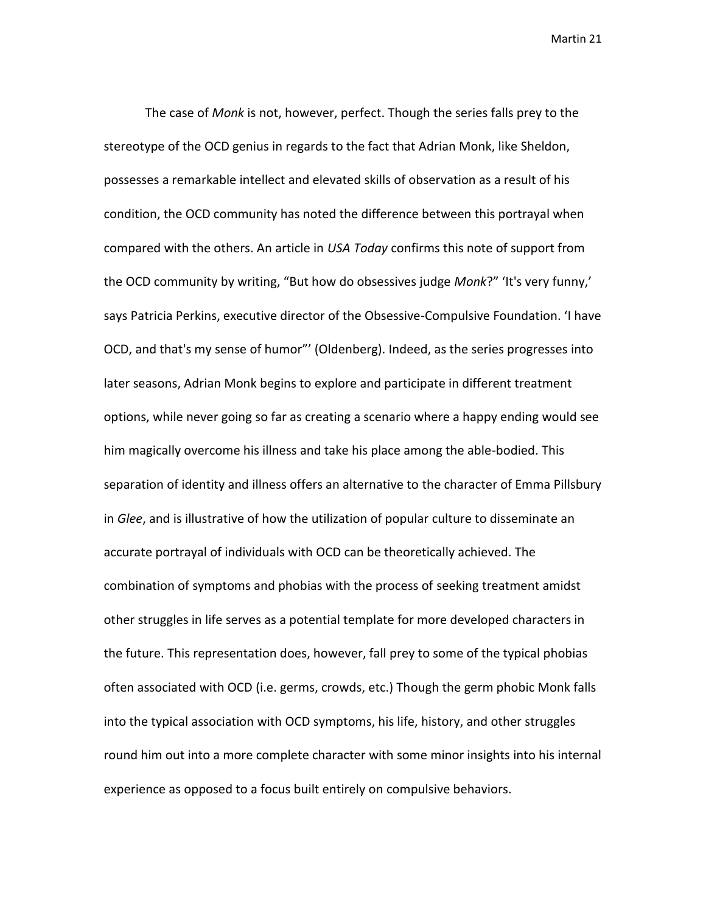The case of *Monk* is not, however, perfect. Though the series falls prey to the stereotype of the OCD genius in regards to the fact that Adrian Monk, like Sheldon, possesses a remarkable intellect and elevated skills of observation as a result of his condition, the OCD community has noted the difference between this portrayal when compared with the others. An article in *USA Today* confirms this note of support from the OCD community by writing, "But how do obsessives judge *Monk*?" 'It's very funny,' says Patricia Perkins, executive director of the Obsessive-Compulsive Foundation. 'I have OCD, and that's my sense of humor"' (Oldenberg). Indeed, as the series progresses into later seasons, Adrian Monk begins to explore and participate in different treatment options, while never going so far as creating a scenario where a happy ending would see him magically overcome his illness and take his place among the able-bodied. This separation of identity and illness offers an alternative to the character of Emma Pillsbury in *Glee*, and is illustrative of how the utilization of popular culture to disseminate an accurate portrayal of individuals with OCD can be theoretically achieved. The combination of symptoms and phobias with the process of seeking treatment amidst other struggles in life serves as a potential template for more developed characters in the future. This representation does, however, fall prey to some of the typical phobias often associated with OCD (i.e. germs, crowds, etc.) Though the germ phobic Monk falls into the typical association with OCD symptoms, his life, history, and other struggles round him out into a more complete character with some minor insights into his internal experience as opposed to a focus built entirely on compulsive behaviors.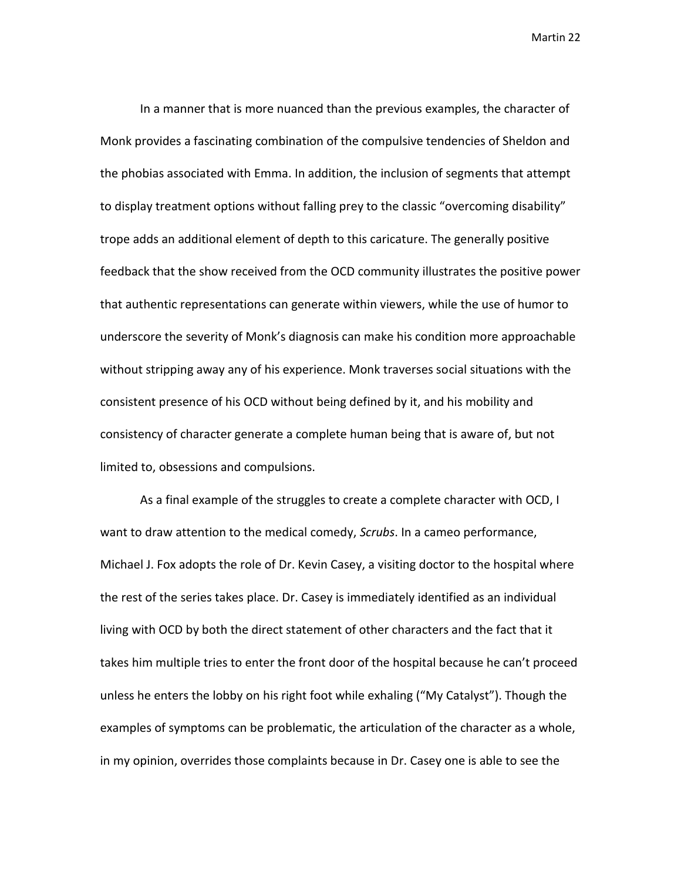In a manner that is more nuanced than the previous examples, the character of Monk provides a fascinating combination of the compulsive tendencies of Sheldon and the phobias associated with Emma. In addition, the inclusion of segments that attempt to display treatment options without falling prey to the classic "overcoming disability" trope adds an additional element of depth to this caricature. The generally positive feedback that the show received from the OCD community illustrates the positive power that authentic representations can generate within viewers, while the use of humor to underscore the severity of Monk's diagnosis can make his condition more approachable without stripping away any of his experience. Monk traverses social situations with the consistent presence of his OCD without being defined by it, and his mobility and consistency of character generate a complete human being that is aware of, but not limited to, obsessions and compulsions.

As a final example of the struggles to create a complete character with OCD, I want to draw attention to the medical comedy, *Scrubs*. In a cameo performance, Michael J. Fox adopts the role of Dr. Kevin Casey, a visiting doctor to the hospital where the rest of the series takes place. Dr. Casey is immediately identified as an individual living with OCD by both the direct statement of other characters and the fact that it takes him multiple tries to enter the front door of the hospital because he can't proceed unless he enters the lobby on his right foot while exhaling ("My Catalyst"). Though the examples of symptoms can be problematic, the articulation of the character as a whole, in my opinion, overrides those complaints because in Dr. Casey one is able to see the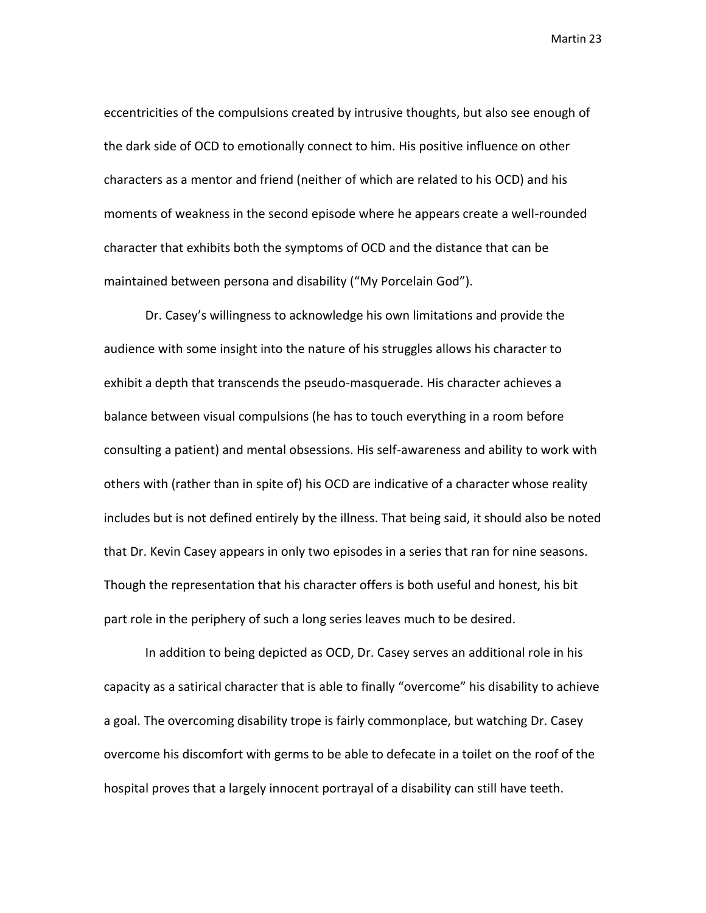eccentricities of the compulsions created by intrusive thoughts, but also see enough of the dark side of OCD to emotionally connect to him. His positive influence on other characters as a mentor and friend (neither of which are related to his OCD) and his moments of weakness in the second episode where he appears create a well-rounded character that exhibits both the symptoms of OCD and the distance that can be maintained between persona and disability ("My Porcelain God").

Dr. Casey's willingness to acknowledge his own limitations and provide the audience with some insight into the nature of his struggles allows his character to exhibit a depth that transcends the pseudo-masquerade. His character achieves a balance between visual compulsions (he has to touch everything in a room before consulting a patient) and mental obsessions. His self-awareness and ability to work with others with (rather than in spite of) his OCD are indicative of a character whose reality includes but is not defined entirely by the illness. That being said, it should also be noted that Dr. Kevin Casey appears in only two episodes in a series that ran for nine seasons. Though the representation that his character offers is both useful and honest, his bit part role in the periphery of such a long series leaves much to be desired.

In addition to being depicted as OCD, Dr. Casey serves an additional role in his capacity as a satirical character that is able to finally "overcome" his disability to achieve a goal. The overcoming disability trope is fairly commonplace, but watching Dr. Casey overcome his discomfort with germs to be able to defecate in a toilet on the roof of the hospital proves that a largely innocent portrayal of a disability can still have teeth.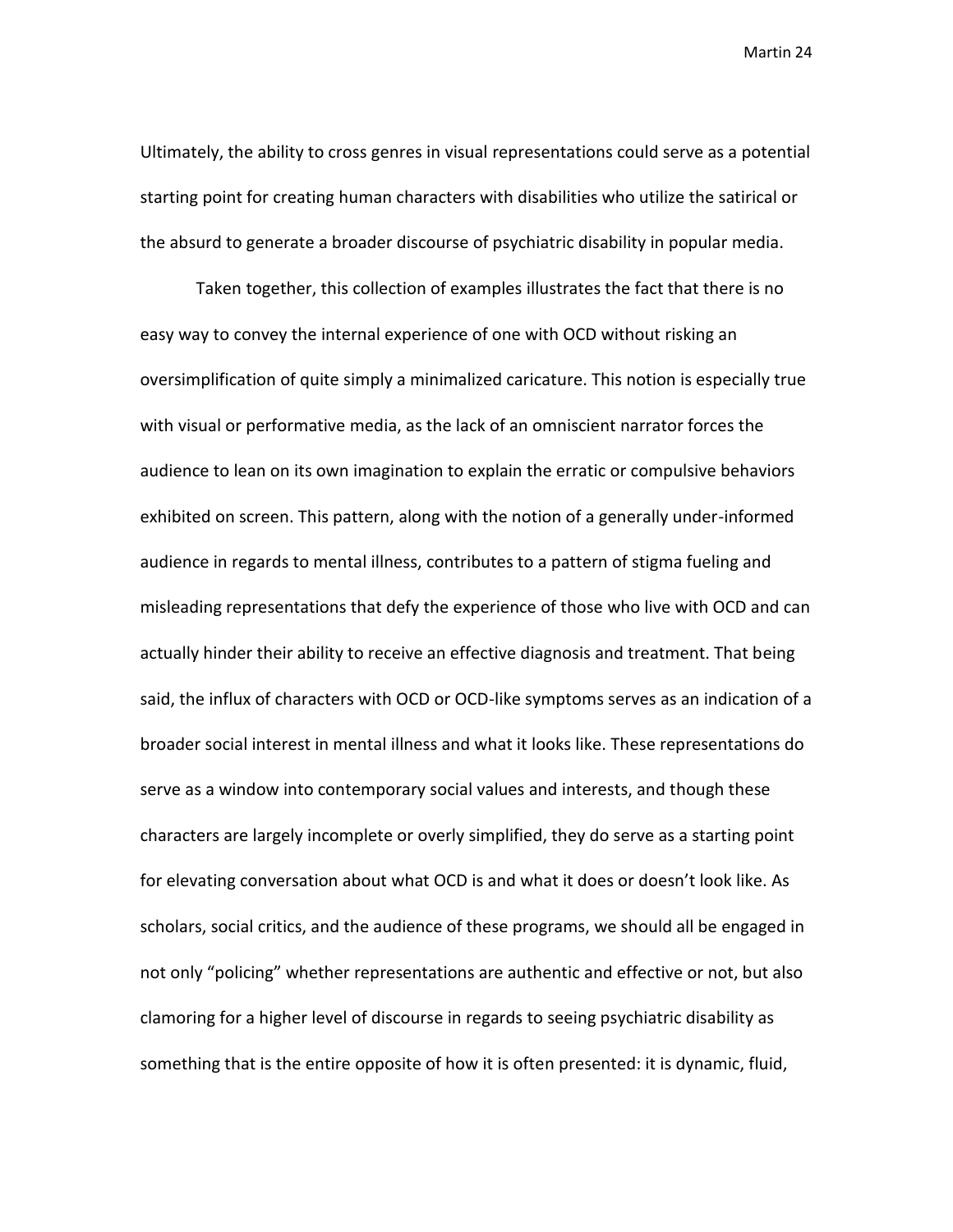Ultimately, the ability to cross genres in visual representations could serve as a potential starting point for creating human characters with disabilities who utilize the satirical or the absurd to generate a broader discourse of psychiatric disability in popular media.

Taken together, this collection of examples illustrates the fact that there is no easy way to convey the internal experience of one with OCD without risking an oversimplification of quite simply a minimalized caricature. This notion is especially true with visual or performative media, as the lack of an omniscient narrator forces the audience to lean on its own imagination to explain the erratic or compulsive behaviors exhibited on screen. This pattern, along with the notion of a generally under-informed audience in regards to mental illness, contributes to a pattern of stigma fueling and misleading representations that defy the experience of those who live with OCD and can actually hinder their ability to receive an effective diagnosis and treatment. That being said, the influx of characters with OCD or OCD-like symptoms serves as an indication of a broader social interest in mental illness and what it looks like. These representations do serve as a window into contemporary social values and interests, and though these characters are largely incomplete or overly simplified, they do serve as a starting point for elevating conversation about what OCD is and what it does or doesn't look like. As scholars, social critics, and the audience of these programs, we should all be engaged in not only "policing" whether representations are authentic and effective or not, but also clamoring for a higher level of discourse in regards to seeing psychiatric disability as something that is the entire opposite of how it is often presented: it is dynamic, fluid,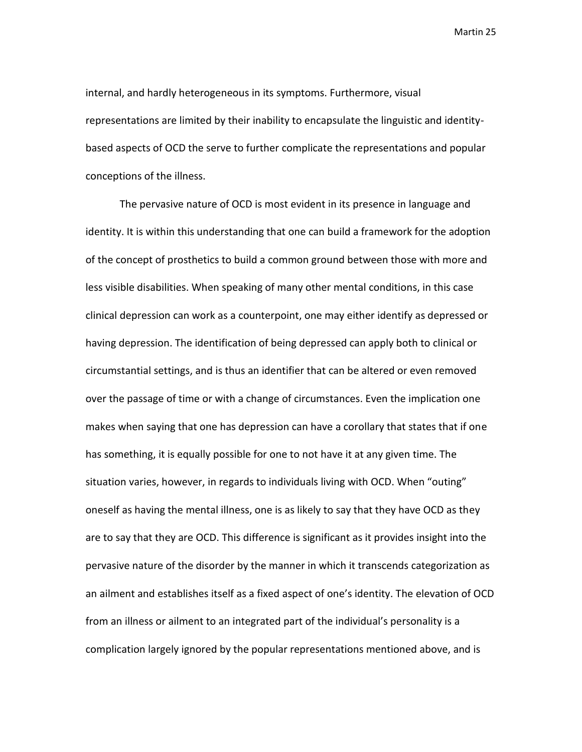internal, and hardly heterogeneous in its symptoms. Furthermore, visual representations are limited by their inability to encapsulate the linguistic and identity-based aspects of OCD the serve to further complicate the representations and popular conceptions of the illness.

The pervasive nature of OCD is most evident in its presence in language and identity. It is within this understanding that one can build a framework for the adoption of the concept of prosthetics to build a common ground between those with more and less visible disabilities. When speaking of many other mental conditions, in this case clinical depression can work as a counterpoint, one may either identify as depressed or having depression. The identification of being depressed can apply both to clinical or circumstantial settings, and is thus an identifier that can be altered or even removed over the passage of time or with a change of circumstances. Even the implication one makes when saying that one has depression can have a corollary that states that if one has something, it is equally possible for one to not have it at any given time. The situation varies, however, in regards to individuals living with OCD. When "outing" oneself as having the mental illness, one is as likely to say that they have OCD as they are to say that they are OCD. This difference is significant as it provides insight into the pervasive nature of the disorder by the manner in which it transcends categorization as an ailment and establishes itself as a fixed aspect of one's identity. The elevation of OCD from an illness or ailment to an integrated part of the individual's personality is a complication largely ignored by the popular representations mentioned above, and is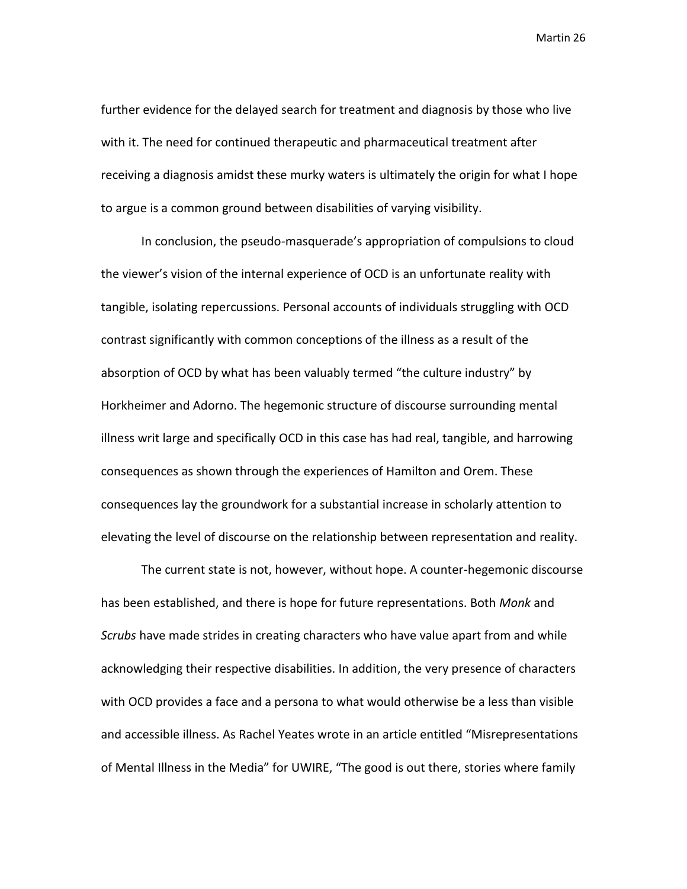further evidence for the delayed search for treatment and diagnosis by those who live with it. The need for continued therapeutic and pharmaceutical treatment after receiving a diagnosis amidst these murky waters is ultimately the origin for what I hope to argue is a common ground between disabilities of varying visibility.

In conclusion, the pseudo-masquerade's appropriation of compulsions to cloud the viewer's vision of the internal experience of OCD is an unfortunate reality with tangible, isolating repercussions. Personal accounts of individuals struggling with OCD contrast significantly with common conceptions of the illness as a result of the absorption of OCD by what has been valuably termed "the culture industry" by Horkheimer and Adorno. The hegemonic structure of discourse surrounding mental illness writ large and specifically OCD in this case has had real, tangible, and harrowing consequences as shown through the experiences of Hamilton and Orem. These consequences lay the groundwork for a substantial increase in scholarly attention to elevating the level of discourse on the relationship between representation and reality.

The current state is not, however, without hope. A counter-hegemonic discourse has been established, and there is hope for future representations. Both *Monk* and *Scrubs* have made strides in creating characters who have value apart from and while acknowledging their respective disabilities. In addition, the very presence of characters with OCD provides a face and a persona to what would otherwise be a less than visible and accessible illness. As Rachel Yeates wrote in an article entitled "Misrepresentations of Mental Illness in the Media" for UWIRE, "The good is out there, stories where family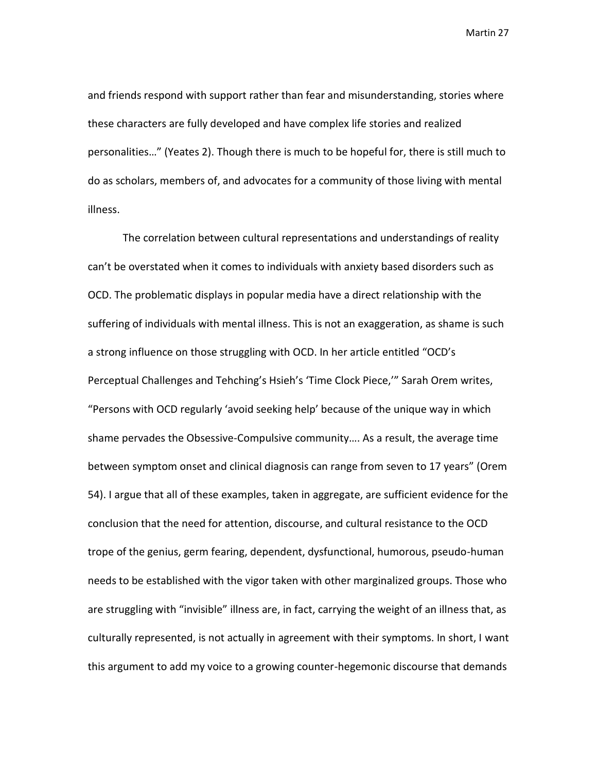and friends respond with support rather than fear and misunderstanding, stories where these characters are fully developed and have complex life stories and realized personalities…" (Yeates 2). Though there is much to be hopeful for, there is still much to do as scholars, members of, and advocates for a community of those living with mental illness.

The correlation between cultural representations and understandings of reality can't be overstated when it comes to individuals with anxiety based disorders such as OCD. The problematic displays in popular media have a direct relationship with the suffering of individuals with mental illness. This is not an exaggeration, as shame is such a strong influence on those struggling with OCD. In her article entitled "OCD's Perceptual Challenges and Tehching's Hsieh's 'Time Clock Piece,'" Sarah Orem writes, "Persons with OCD regularly 'avoid seeking help' because of the unique way in which shame pervades the Obsessive-Compulsive community…. As a result, the average time between symptom onset and clinical diagnosis can range from seven to 17 years" (Orem 54). I argue that all of these examples, taken in aggregate, are sufficient evidence for the conclusion that the need for attention, discourse, and cultural resistance to the OCD trope of the genius, germ fearing, dependent, dysfunctional, humorous, pseudo-human needs to be established with the vigor taken with other marginalized groups. Those who are struggling with "invisible" illness are, in fact, carrying the weight of an illness that, as culturally represented, is not actually in agreement with their symptoms. In short, I want this argument to add my voice to a growing counter-hegemonic discourse that demands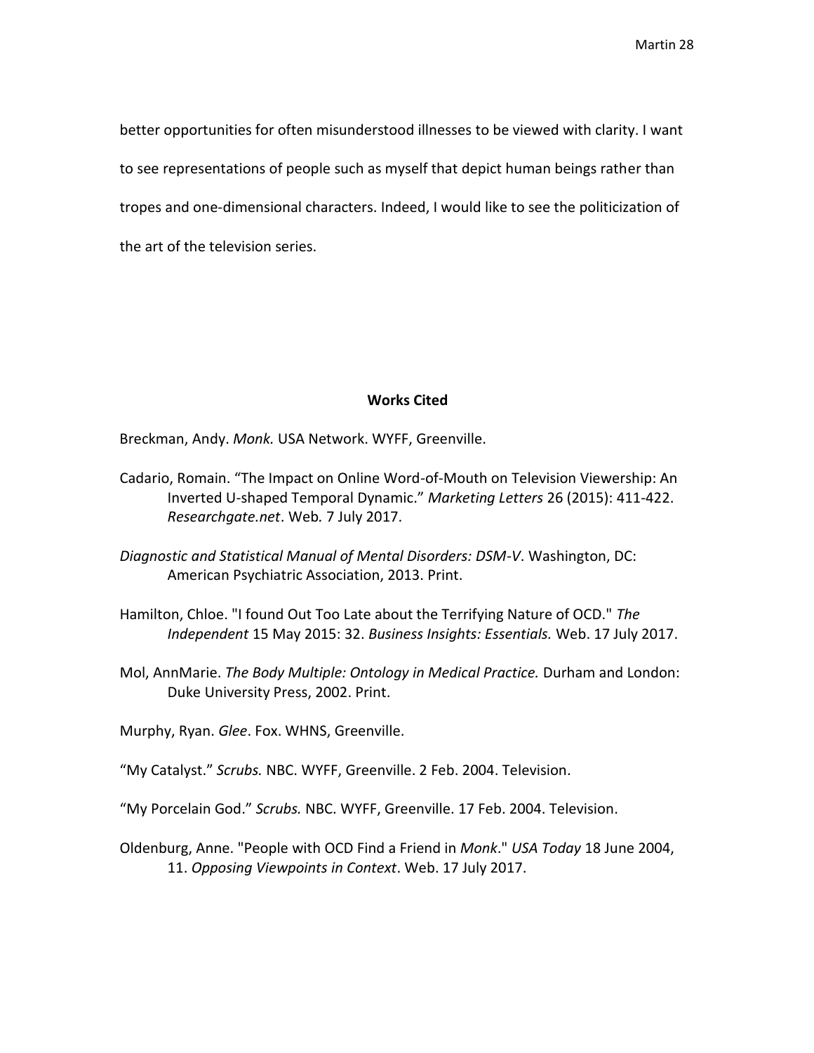better opportunities for often misunderstood illnesses to be viewed with clarity. I want to see representations of people such as myself that depict human beings rather than tropes and one-dimensional characters. Indeed, I would like to see the politicization of the art of the television series.

## Works Cited

Breckman, Andy. *Monk.* USA Network. WYFF, Greenville.

Cadario, Romain. "The Impact on Online Word-of-Mouth on Television Viewership: An Inverted U-shaped Temporal Dynamic." *Marketing Letters* 26 (2015): 411-422. *Researchgate.net*. Web. 7 July 2017.

*Diagnostic and Statistical Manual of Mental Disorders: DSM-V*. Washington, DC: American Psychiatric Association, 2013. Print.

Hamilton, Chloe. "I found Out Too Late about the Terrifying Nature of OCD." *The Independent* 15 May 2015: 32. *Business Insights: Essentials.* Web. 17 July 2017.

Mol, AnnMarie. *The Body Multiple: Ontology in Medical Practice.* Durham and London: Duke University Press, 2002. Print.

Murphy, Ryan. *Glee*. Fox. WHNS, Greenville.

"My Catalyst." *Scrubs.* NBC. WYFF, Greenville. 2 Feb. 2004. Television.

"My Porcelain God." *Scrubs.* NBC. WYFF, Greenville. 17 Feb. 2004. Television.

Oldenburg, Anne. "People with OCD Find a Friend in *Monk*." *USA Today* 18 June 2004, 11. *Opposing Viewpoints in Context*. Web. 17 July 2017.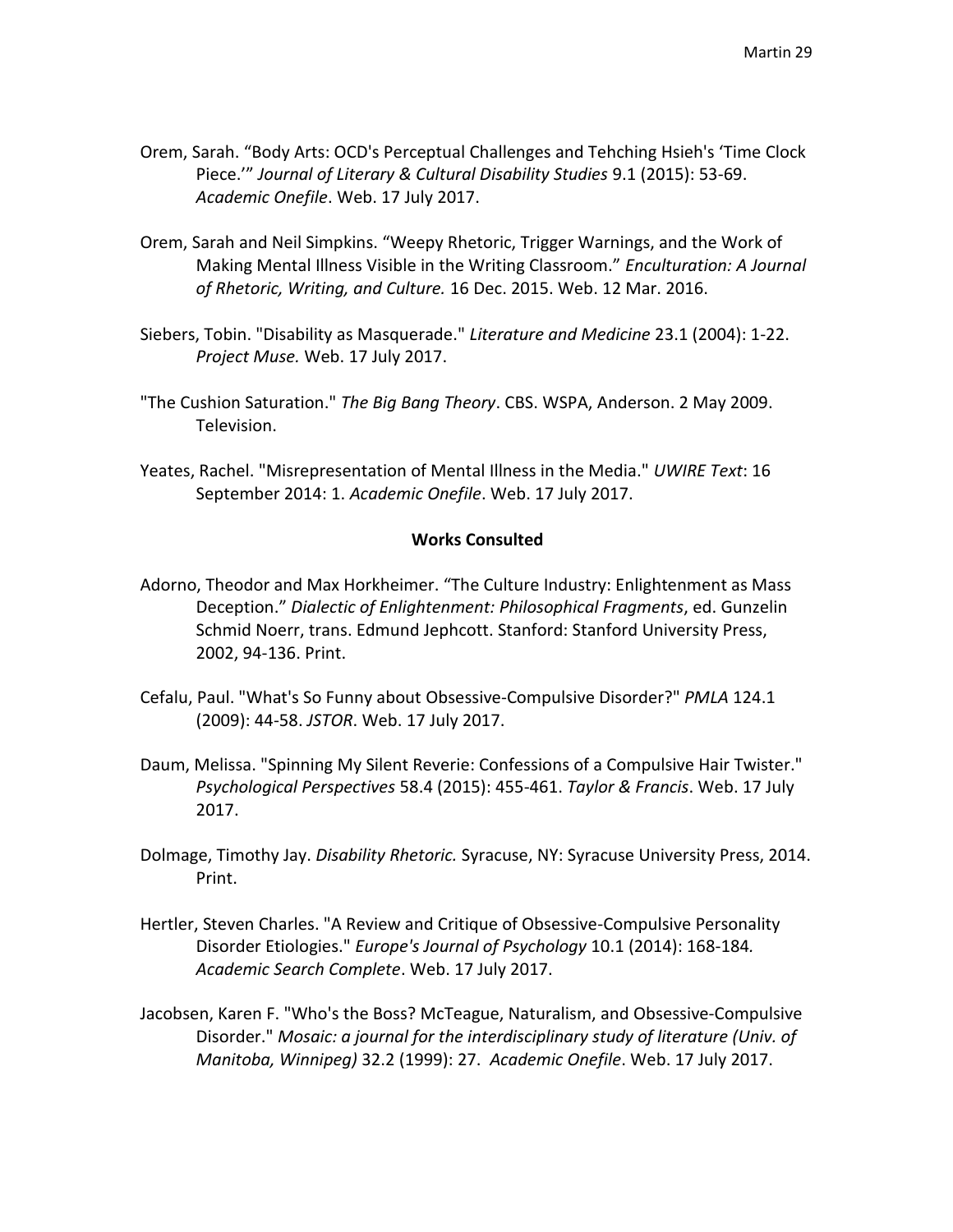Orem, Sarah. “Body Arts: OCD's Perceptual Challenges and Tehching Hsieh's ‘Time Clock Piece.’” *Journal of Literary & Cultural Disability Studies* 9.1 (2015): 53-69. *Academic Onefile*. Web. 17 July 2017.

Orem, Sarah and Neil Simpkins. “Weepy Rhetoric, Trigger Warnings, and the Work of Making Mental Illness Visible in the Writing Classroom.” *Enculturation: A Journal of Rhetoric, Writing, and Culture.* 16 Dec. 2015. Web. 12 Mar. 2016.

Siebers, Tobin. "Disability as Masquerade." *Literature and Medicine* 23.1 (2004): 1-22. *Project Muse.* Web. 17 July 2017.

"The Cushion Saturation." *The Big Bang Theory*. CBS. WSPA, Anderson. 2 May 2009. Television.

Yeates, Rachel. "Misrepresentation of Mental Illness in the Media." *UWIRE Text*: 16 September 2014: 1. *Academic Onefile*. Web. 17 July 2017.

**Works Consulted**

Adorno, Theodor and Max Horkheimer. “The Culture Industry: Enlightenment as Mass Deception.” *Dialectic of Enlightenment: Philosophical Fragments*, ed. Gunzelin Schmid Noerr, trans. Edmund Jephcott. Stanford: Stanford University Press, 2002, 94-136. Print.

Cefalu, Paul. "What's So Funny about Obsessive-Compulsive Disorder?" *PMLA* 124.1 (2009): 44-58. *JSTOR*. Web. 17 July 2017.

Daum, Melissa. "Spinning My Silent Reverie: Confessions of a Compulsive Hair Twister." *Psychological Perspectives* 58.4 (2015): 455-461. *Taylor & Francis*. Web. 17 July 2017.

Dolmage, Timothy Jay. *Disability Rhetoric.* Syracuse, NY: Syracuse University Press, 2014. Print.

Hertler, Steven Charles. "A Review and Critique of Obsessive-Compulsive Personality Disorder Etiologies." *Europe's Journal of Psychology* 10.1 (2014): 168-184. *Academic Search Complete*. Web. 17 July 2017.

Jacobsen, Karen F. "Who's the Boss? McTeague, Naturalism, and Obsessive-Compulsive Disorder." *Mosaic: a journal for the interdisciplinary study of literature (Univ. of Manitoba, Winnipeg)* 32.2 (1999): 27. *Academic Onefile*. Web. 17 July 2017.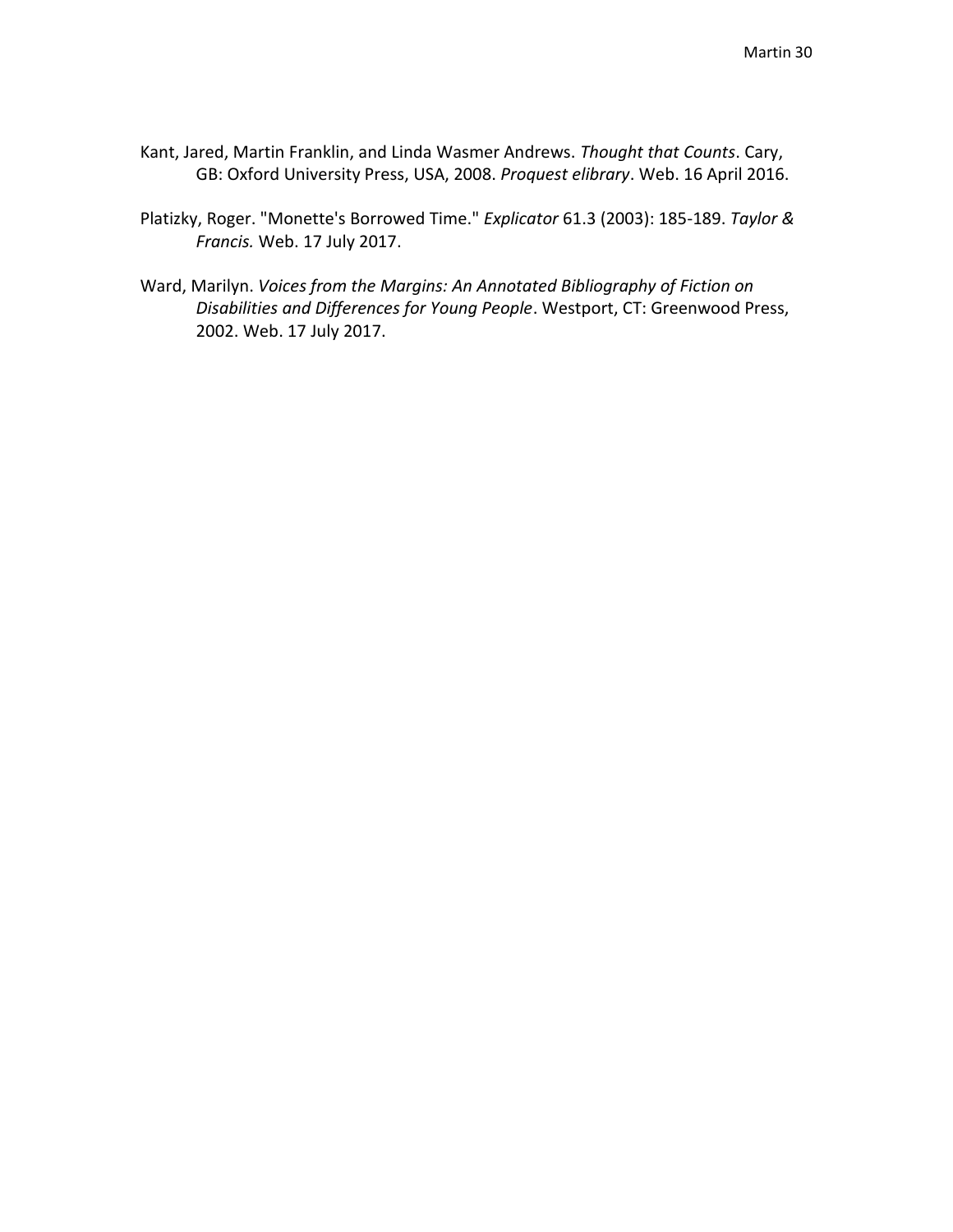Kant, Jared, Martin Franklin, and Linda Wasmer Andrews. *Thought that Counts*. Cary, GB: Oxford University Press, USA, 2008. *Proquest elibrary*. Web. 16 April 2016.

Platizky, Roger. "Monette's Borrowed Time." *Explicator* 61.3 (2003): 185-189. *Taylor & Francis.* Web. 17 July 2017.

Ward, Marilyn. *Voices from the Margins: An Annotated Bibliography of Fiction on Disabilities and Differences for Young People*. Westport, CT: Greenwood Press, 2002. Web. 17 July 2017.